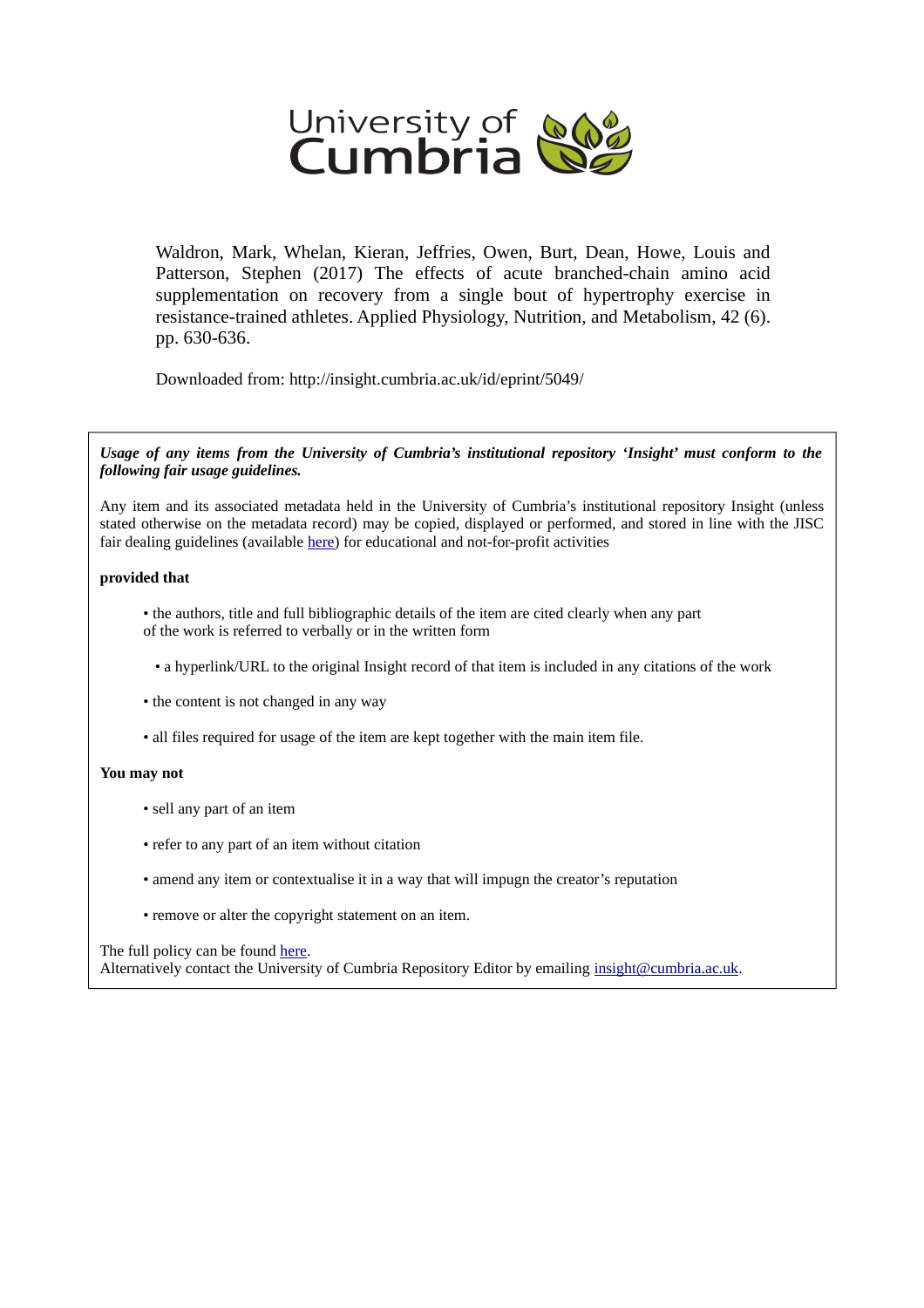University of Cumbria

Waldron, Mark, Whelan, Kieran, Jeffries, Owen, Burt, Dean, Howe, Louis and Patterson, Stephen (2017) The effects of acute branched-chain amino acid supplementation on recovery from a single bout of hypertrophy exercise in resistance-trained athletes. Applied Physiology, Nutrition, and Metabolism, 42 (6). pp. 630-636.

Downloaded from: http://insight.cumbria.ac.uk/id/eprint/5049/

***Usage of any items from the University of Cumbria's institutional repository 'Insight' must conform to the following fair usage guidelines.***

Any item and its associated metadata held in the University of Cumbria's institutional repository Insight (unless stated otherwise on the metadata record) may be copied, displayed or performed, and stored in line with the JISC fair dealing guidelines (available here) for educational and not-for-profit activities

**provided that**

- the authors, title and full bibliographic details of the item are cited clearly when any part of the work is referred to verbally or in the written form
- a hyperlink/URL to the original Insight record of that item is included in any citations of the work
- the content is not changed in any way
- all files required for usage of the item are kept together with the main item file.

**You may not**

- sell any part of an item
- refer to any part of an item without citation
- amend any item or contextualise it in a way that will impugn the creator's reputation
- remove or alter the copyright statement on an item.

The full policy can be found here.
Alternatively contact the University of Cumbria Repository Editor by emailing insight@cumbria.ac.uk.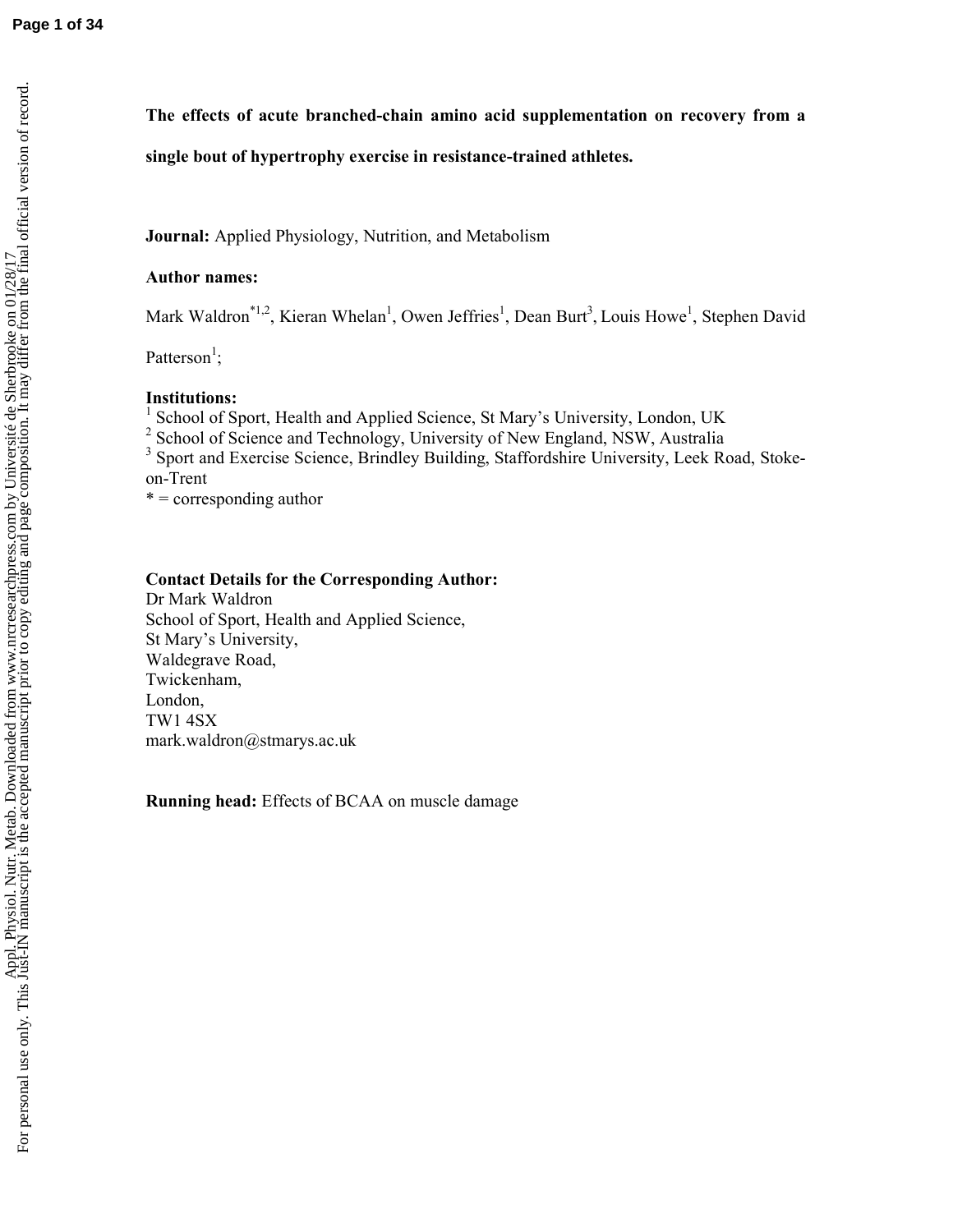**The effects of acute branched-chain amino acid supplementation on recovery from a single bout of hypertrophy exercise in resistance-trained athletes.**

**Journal:** Applied Physiology, Nutrition, and Metabolism

**Author names:**

Mark Waldron[*1,2], Kieran Whelan[1], Owen Jeffries[1], Dean Burt[3], Louis Howe[1], Stephen David Patterson[1];

**Institutions:**
[1] School of Sport, Health and Applied Science, St Mary's University, London, UK
[2] School of Science and Technology, University of New England, NSW, Australia
[3] Sport and Exercise Science, Brindley Building, Staffordshire University, Leek Road, Stoke-on-Trent
* = corresponding author

**Contact Details for the Corresponding Author:**
Dr Mark Waldron
School of Sport, Health and Applied Science,
St Mary's University,
Waldegrave Road,
Twickenham,
London,
TW1 4SX
mark.waldron@stmarys.ac.uk

**Running head:** Effects of BCAA on muscle damage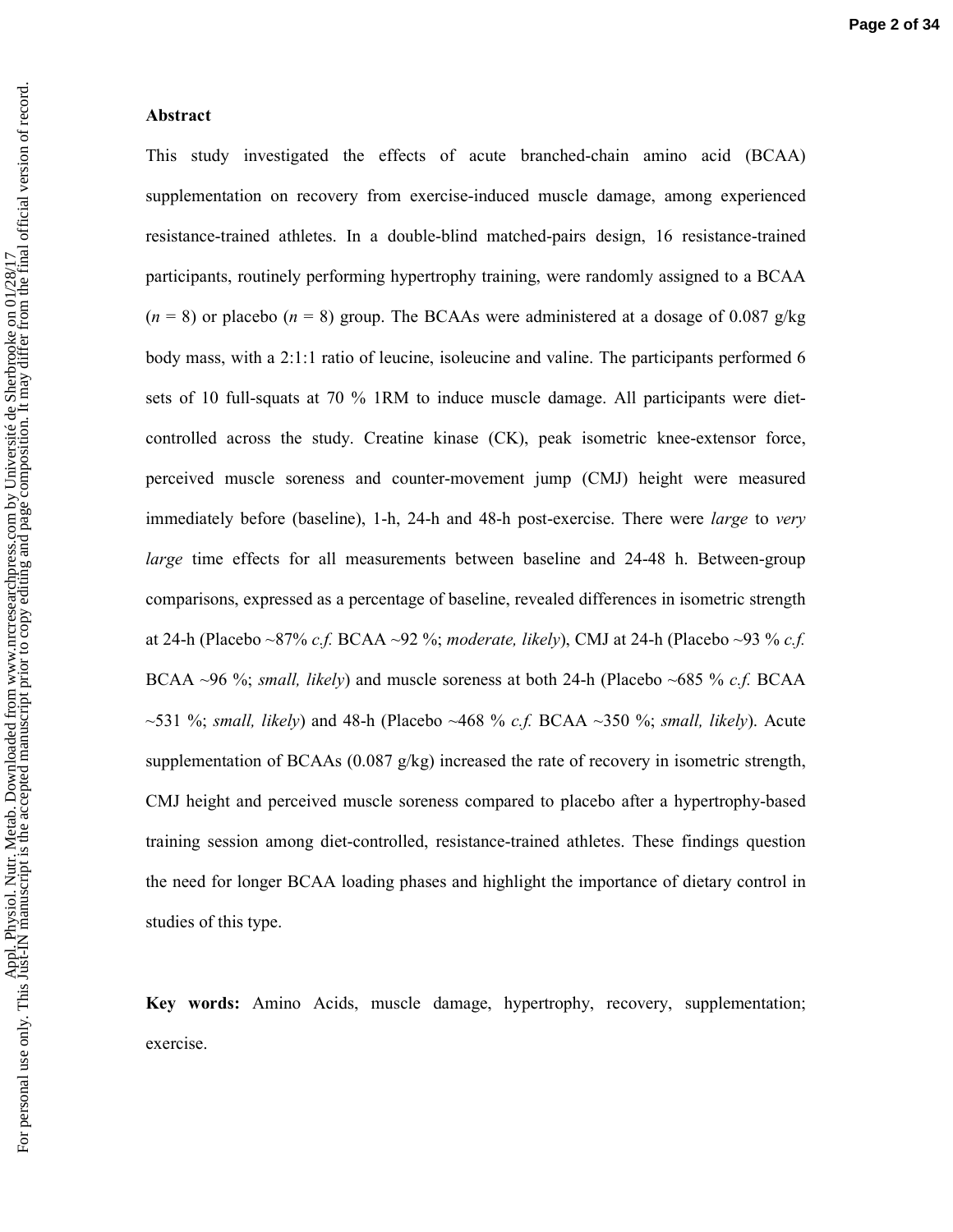**Abstract**

This study investigated the effects of acute branched-chain amino acid (BCAA) supplementation on recovery from exercise-induced muscle damage, among experienced resistance-trained athletes. In a double-blind matched-pairs design, 16 resistance-trained participants, routinely performing hypertrophy training, were randomly assigned to a BCAA ($n$ = 8) or placebo ($n$ = 8) group. The BCAAs were administered at a dosage of 0.087 g/kg body mass, with a 2:1:1 ratio of leucine, isoleucine and valine. The participants performed 6 sets of 10 full-squats at 70 % 1RM to induce muscle damage. All participants were diet-controlled across the study. Creatine kinase (CK), peak isometric knee-extensor force, perceived muscle soreness and counter-movement jump (CMJ) height were measured immediately before (baseline), 1-h, 24-h and 48-h post-exercise. There were *large* to *very large* time effects for all measurements between baseline and 24-48 h. Between-group comparisons, expressed as a percentage of baseline, revealed differences in isometric strength at 24-h (Placebo ~87% *c.f.* BCAA ~92 %; *moderate, likely*), CMJ at 24-h (Placebo ~93 % *c.f.* BCAA ~96 %; *small, likely*) and muscle soreness at both 24-h (Placebo ~685 % *c.f.* BCAA ~531 %; *small, likely*) and 48-h (Placebo ~468 % *c.f.* BCAA ~350 %; *small, likely*). Acute supplementation of BCAAs (0.087 g/kg) increased the rate of recovery in isometric strength, CMJ height and perceived muscle soreness compared to placebo after a hypertrophy-based training session among diet-controlled, resistance-trained athletes. These findings question the need for longer BCAA loading phases and highlight the importance of dietary control in studies of this type.

**Key words:** Amino Acids, muscle damage, hypertrophy, recovery, supplementation; exercise.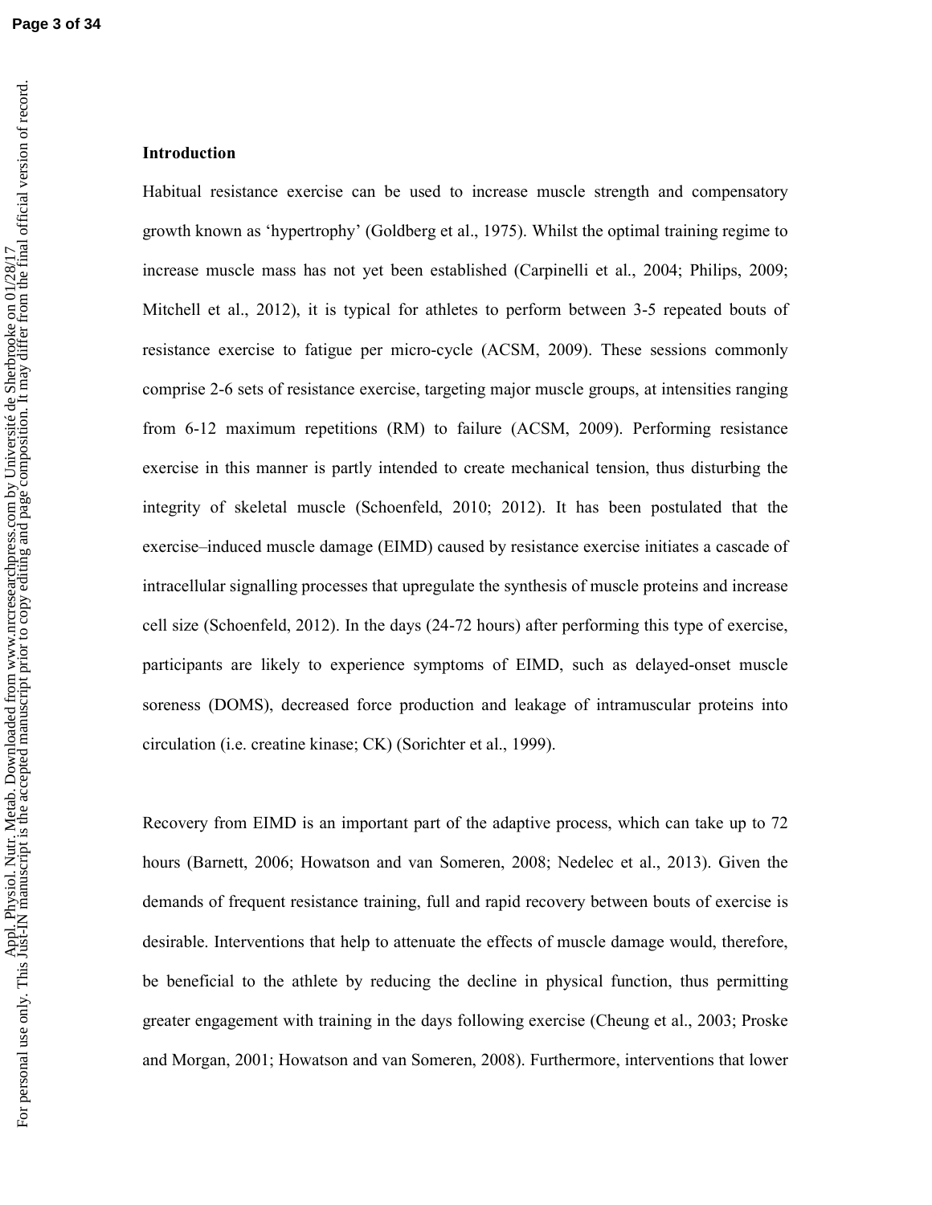## Introduction

Habitual resistance exercise can be used to increase muscle strength and compensatory growth known as 'hypertrophy' (Goldberg et al., 1975). Whilst the optimal training regime to increase muscle mass has not yet been established (Carpinelli et al., 2004; Philips, 2009; Mitchell et al., 2012), it is typical for athletes to perform between 3-5 repeated bouts of resistance exercise to fatigue per micro-cycle (ACSM, 2009). These sessions commonly comprise 2-6 sets of resistance exercise, targeting major muscle groups, at intensities ranging from 6-12 maximum repetitions (RM) to failure (ACSM, 2009). Performing resistance exercise in this manner is partly intended to create mechanical tension, thus disturbing the integrity of skeletal muscle (Schoenfeld, 2010; 2012). It has been postulated that the exercise–induced muscle damage (EIMD) caused by resistance exercise initiates a cascade of intracellular signalling processes that upregulate the synthesis of muscle proteins and increase cell size (Schoenfeld, 2012). In the days (24-72 hours) after performing this type of exercise, participants are likely to experience symptoms of EIMD, such as delayed-onset muscle soreness (DOMS), decreased force production and leakage of intramuscular proteins into circulation (i.e. creatine kinase; CK) (Sorichter et al., 1999).

Recovery from EIMD is an important part of the adaptive process, which can take up to 72 hours (Barnett, 2006; Howatson and van Someren, 2008; Nedelec et al., 2013). Given the demands of frequent resistance training, full and rapid recovery between bouts of exercise is desirable. Interventions that help to attenuate the effects of muscle damage would, therefore, be beneficial to the athlete by reducing the decline in physical function, thus permitting greater engagement with training in the days following exercise (Cheung et al., 2003; Proske and Morgan, 2001; Howatson and van Someren, 2008). Furthermore, interventions that lower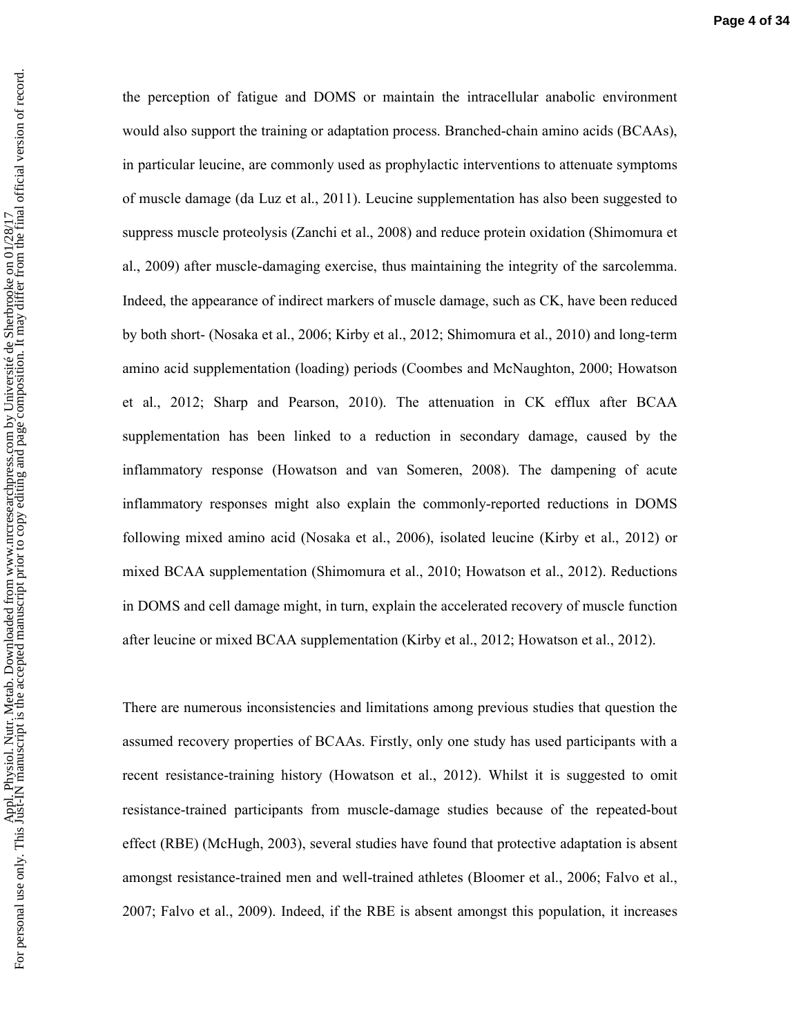the perception of fatigue and DOMS or maintain the intracellular anabolic environment would also support the training or adaptation process. Branched-chain amino acids (BCAAs), in particular leucine, are commonly used as prophylactic interventions to attenuate symptoms of muscle damage (da Luz et al., 2011). Leucine supplementation has also been suggested to suppress muscle proteolysis (Zanchi et al., 2008) and reduce protein oxidation (Shimomura et al., 2009) after muscle-damaging exercise, thus maintaining the integrity of the sarcolemma. Indeed, the appearance of indirect markers of muscle damage, such as CK, have been reduced by both short- (Nosaka et al., 2006; Kirby et al., 2012; Shimomura et al., 2010) and long-term amino acid supplementation (loading) periods (Coombes and McNaughton, 2000; Howatson et al., 2012; Sharp and Pearson, 2010). The attenuation in CK efflux after BCAA supplementation has been linked to a reduction in secondary damage, caused by the inflammatory response (Howatson and van Someren, 2008). The dampening of acute inflammatory responses might also explain the commonly-reported reductions in DOMS following mixed amino acid (Nosaka et al., 2006), isolated leucine (Kirby et al., 2012) or mixed BCAA supplementation (Shimomura et al., 2010; Howatson et al., 2012). Reductions in DOMS and cell damage might, in turn, explain the accelerated recovery of muscle function after leucine or mixed BCAA supplementation (Kirby et al., 2012; Howatson et al., 2012).

There are numerous inconsistencies and limitations among previous studies that question the assumed recovery properties of BCAAs. Firstly, only one study has used participants with a recent resistance-training history (Howatson et al., 2012). Whilst it is suggested to omit resistance-trained participants from muscle-damage studies because of the repeated-bout effect (RBE) (McHugh, 2003), several studies have found that protective adaptation is absent amongst resistance-trained men and well-trained athletes (Bloomer et al., 2006; Falvo et al., 2007; Falvo et al., 2009). Indeed, if the RBE is absent amongst this population, it increases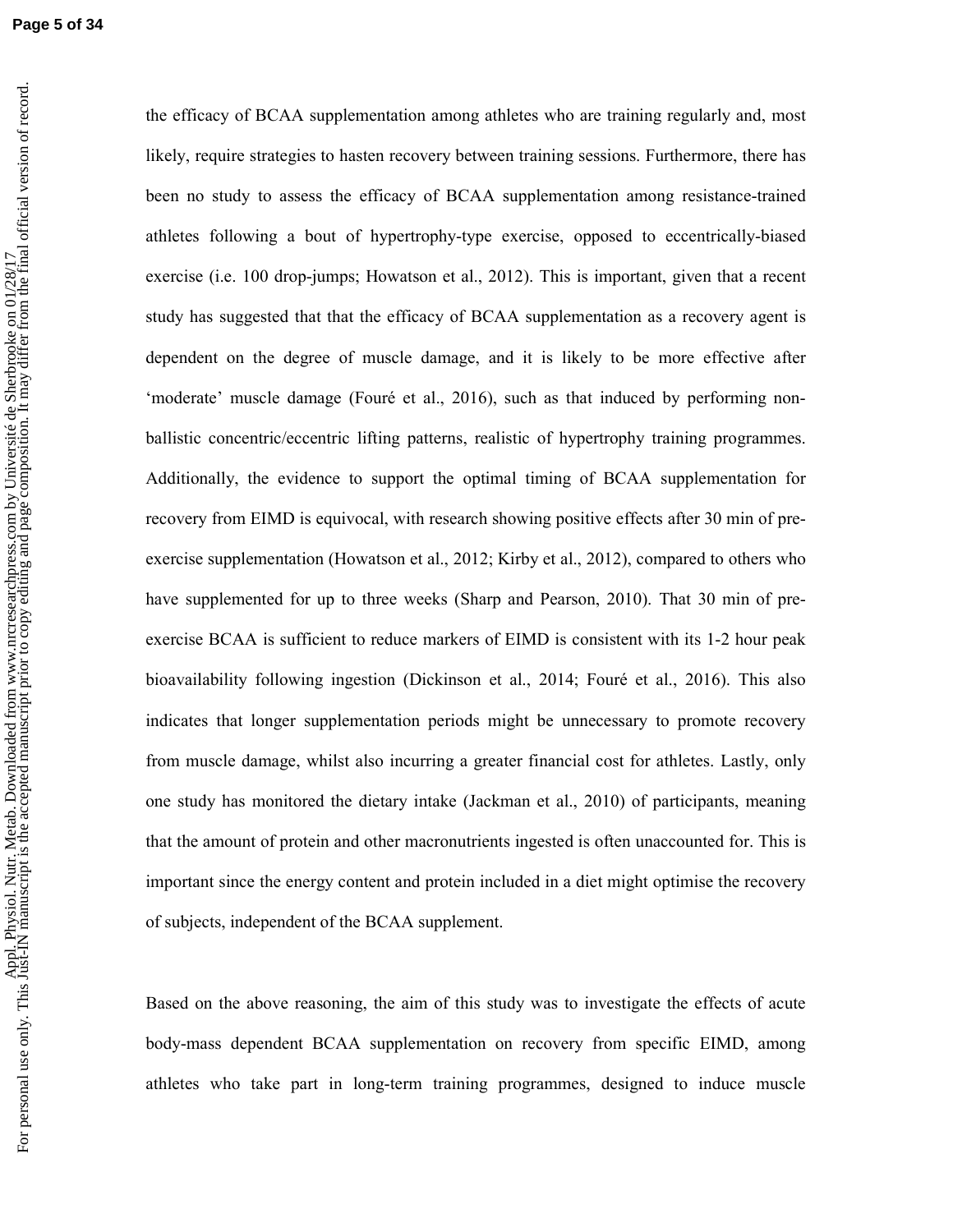the efficacy of BCAA supplementation among athletes who are training regularly and, most likely, require strategies to hasten recovery between training sessions. Furthermore, there has been no study to assess the efficacy of BCAA supplementation among resistance-trained athletes following a bout of hypertrophy-type exercise, opposed to eccentrically-biased exercise (i.e. 100 drop-jumps; Howatson et al., 2012). This is important, given that a recent study has suggested that that the efficacy of BCAA supplementation as a recovery agent is dependent on the degree of muscle damage, and it is likely to be more effective after 'moderate' muscle damage (Fouré et al., 2016), such as that induced by performing non-ballistic concentric/eccentric lifting patterns, realistic of hypertrophy training programmes. Additionally, the evidence to support the optimal timing of BCAA supplementation for recovery from EIMD is equivocal, with research showing positive effects after 30 min of pre-exercise supplementation (Howatson et al., 2012; Kirby et al., 2012), compared to others who have supplemented for up to three weeks (Sharp and Pearson, 2010). That 30 min of pre-exercise BCAA is sufficient to reduce markers of EIMD is consistent with its 1-2 hour peak bioavailability following ingestion (Dickinson et al., 2014; Fouré et al., 2016). This also indicates that longer supplementation periods might be unnecessary to promote recovery from muscle damage, whilst also incurring a greater financial cost for athletes. Lastly, only one study has monitored the dietary intake (Jackman et al., 2010) of participants, meaning that the amount of protein and other macronutrients ingested is often unaccounted for. This is important since the energy content and protein included in a diet might optimise the recovery of subjects, independent of the BCAA supplement.

Based on the above reasoning, the aim of this study was to investigate the effects of acute body-mass dependent BCAA supplementation on recovery from specific EIMD, among athletes who take part in long-term training programmes, designed to induce muscle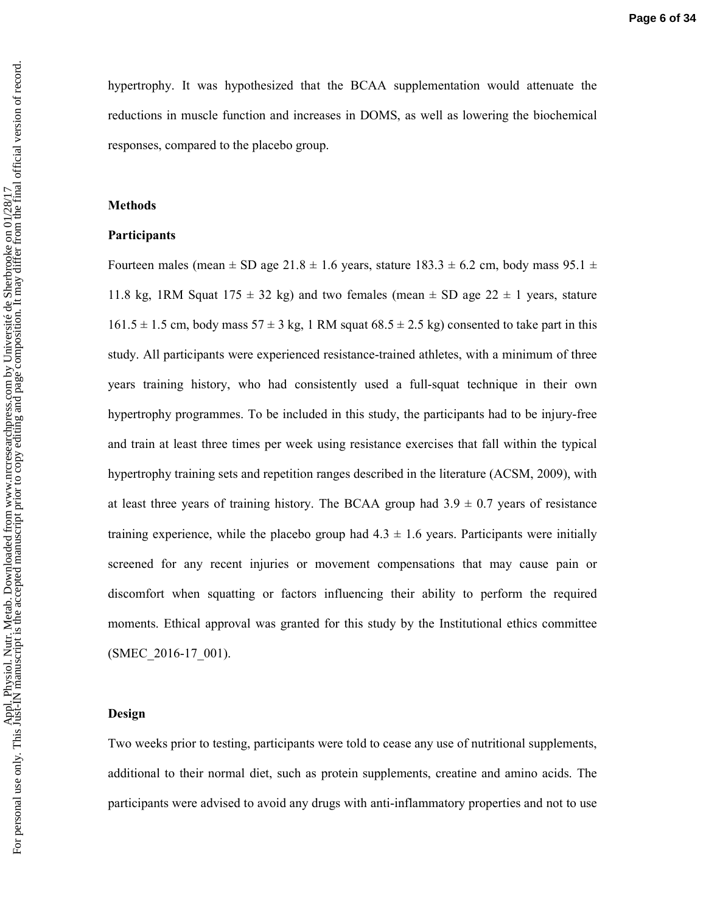hypertrophy. It was hypothesized that the BCAA supplementation would attenuate the reductions in muscle function and increases in DOMS, as well as lowering the biochemical responses, compared to the placebo group.

## Methods

### Participants

Fourteen males (mean ± SD age 21.8 ± 1.6 years, stature 183.3 ± 6.2 cm, body mass 95.1 ± 11.8 kg, 1RM Squat 175 ± 32 kg) and two females (mean ± SD age 22 ± 1 years, stature 161.5 ± 1.5 cm, body mass 57 ± 3 kg, 1 RM squat 68.5 ± 2.5 kg) consented to take part in this study. All participants were experienced resistance-trained athletes, with a minimum of three years training history, who had consistently used a full-squat technique in their own hypertrophy programmes. To be included in this study, the participants had to be injury-free and train at least three times per week using resistance exercises that fall within the typical hypertrophy training sets and repetition ranges described in the literature (ACSM, 2009), with at least three years of training history. The BCAA group had 3.9 ± 0.7 years of resistance training experience, while the placebo group had 4.3 ± 1.6 years. Participants were initially screened for any recent injuries or movement compensations that may cause pain or discomfort when squatting or factors influencing their ability to perform the required moments. Ethical approval was granted for this study by the Institutional ethics committee (SMEC_2016-17_001).

### Design

Two weeks prior to testing, participants were told to cease any use of nutritional supplements, additional to their normal diet, such as protein supplements, creatine and amino acids. The participants were advised to avoid any drugs with anti-inflammatory properties and not to use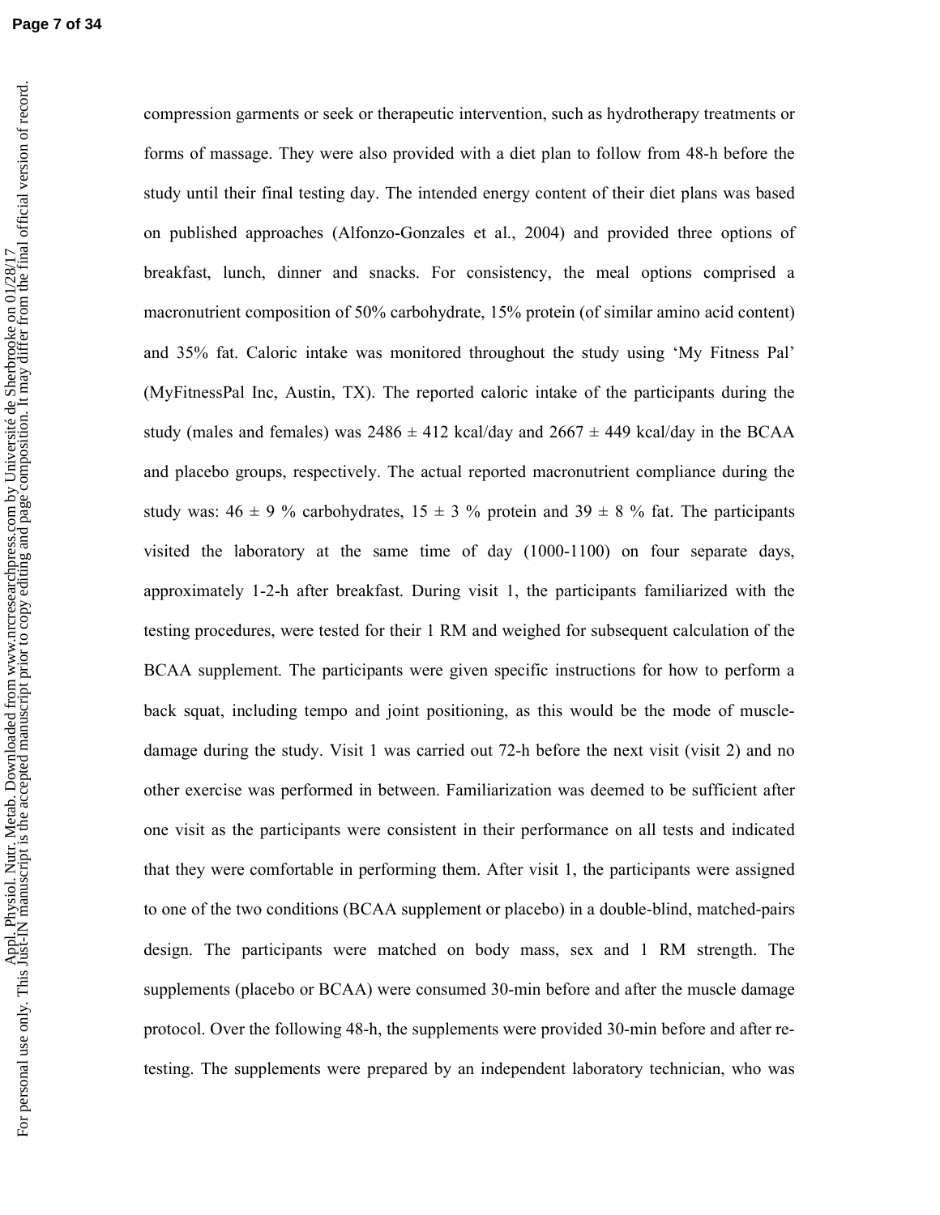compression garments or seek or therapeutic intervention, such as hydrotherapy treatments or forms of massage. They were also provided with a diet plan to follow from 48-h before the study until their final testing day. The intended energy content of their diet plans was based on published approaches (Alfonzo-Gonzales et al., 2004) and provided three options of breakfast, lunch, dinner and snacks. For consistency, the meal options comprised a macronutrient composition of 50% carbohydrate, 15% protein (of similar amino acid content) and 35% fat. Caloric intake was monitored throughout the study using 'My Fitness Pal' (MyFitnessPal Inc, Austin, TX). The reported caloric intake of the participants during the study (males and females) was 2486 ± 412 kcal/day and 2667 ± 449 kcal/day in the BCAA and placebo groups, respectively. The actual reported macronutrient compliance during the study was: 46 ± 9 % carbohydrates, 15 ± 3 % protein and 39 ± 8 % fat. The participants visited the laboratory at the same time of day (1000-1100) on four separate days, approximately 1-2-h after breakfast. During visit 1, the participants familiarized with the testing procedures, were tested for their 1 RM and weighed for subsequent calculation of the BCAA supplement. The participants were given specific instructions for how to perform a back squat, including tempo and joint positioning, as this would be the mode of muscle-damage during the study. Visit 1 was carried out 72-h before the next visit (visit 2) and no other exercise was performed in between. Familiarization was deemed to be sufficient after one visit as the participants were consistent in their performance on all tests and indicated that they were comfortable in performing them. After visit 1, the participants were assigned to one of the two conditions (BCAA supplement or placebo) in a double-blind, matched-pairs design. The participants were matched on body mass, sex and 1 RM strength. The supplements (placebo or BCAA) were consumed 30-min before and after the muscle damage protocol. Over the following 48-h, the supplements were provided 30-min before and after re-testing. The supplements were prepared by an independent laboratory technician, who was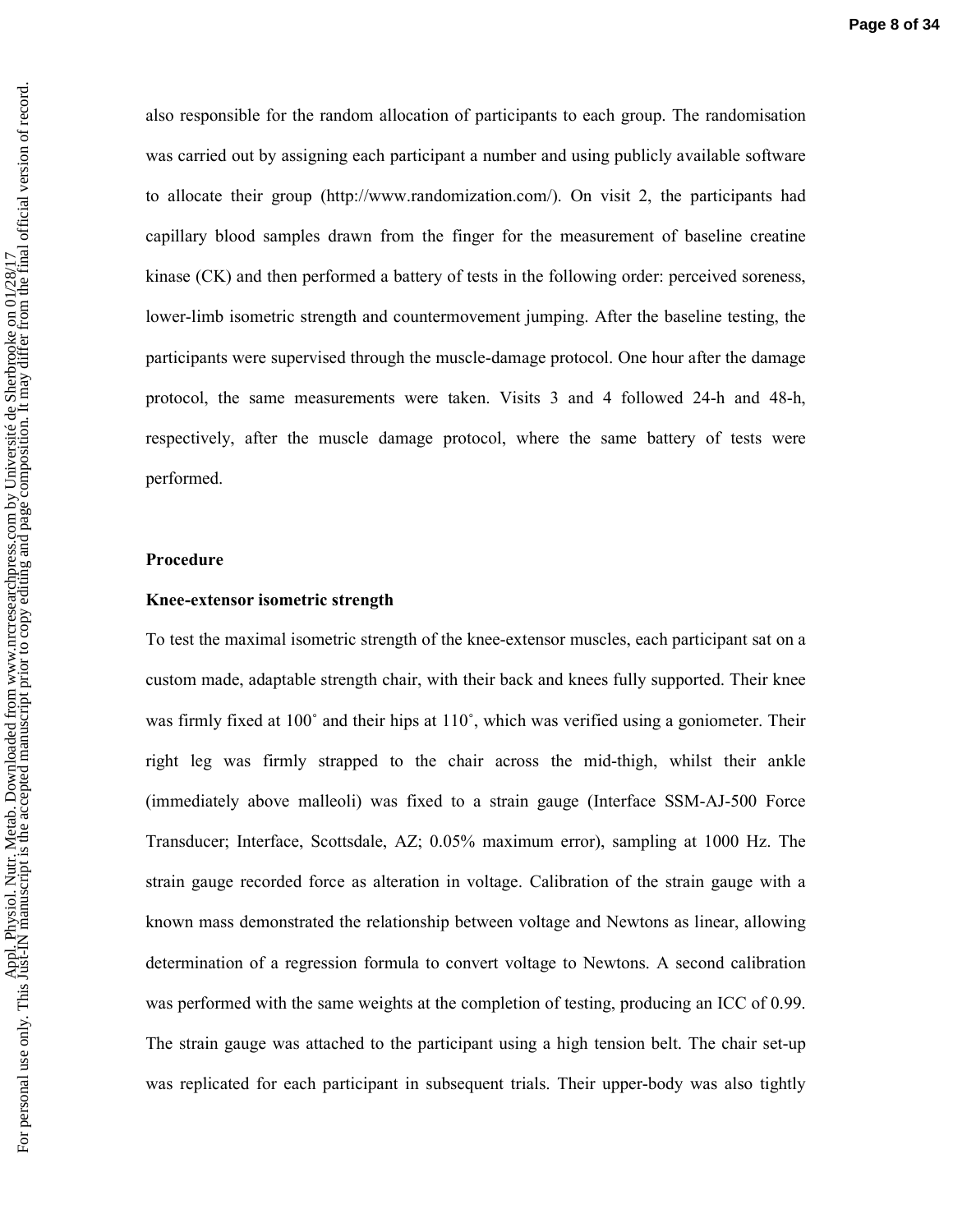also responsible for the random allocation of participants to each group. The randomisation was carried out by assigning each participant a number and using publicly available software to allocate their group (http://www.randomization.com/). On visit 2, the participants had capillary blood samples drawn from the finger for the measurement of baseline creatine kinase (CK) and then performed a battery of tests in the following order: perceived soreness, lower-limb isometric strength and countermovement jumping. After the baseline testing, the participants were supervised through the muscle-damage protocol. One hour after the damage protocol, the same measurements were taken. Visits 3 and 4 followed 24-h and 48-h, respectively, after the muscle damage protocol, where the same battery of tests were performed.

## Procedure

### Knee-extensor isometric strength

To test the maximal isometric strength of the knee-extensor muscles, each participant sat on a custom made, adaptable strength chair, with their back and knees fully supported. Their knee was firmly fixed at 100˚ and their hips at 110˚, which was verified using a goniometer. Their right leg was firmly strapped to the chair across the mid-thigh, whilst their ankle (immediately above malleoli) was fixed to a strain gauge (Interface SSM-AJ-500 Force Transducer; Interface, Scottsdale, AZ; 0.05% maximum error), sampling at 1000 Hz. The strain gauge recorded force as alteration in voltage. Calibration of the strain gauge with a known mass demonstrated the relationship between voltage and Newtons as linear, allowing determination of a regression formula to convert voltage to Newtons. A second calibration was performed with the same weights at the completion of testing, producing an ICC of 0.99. The strain gauge was attached to the participant using a high tension belt. The chair set-up was replicated for each participant in subsequent trials. Their upper-body was also tightly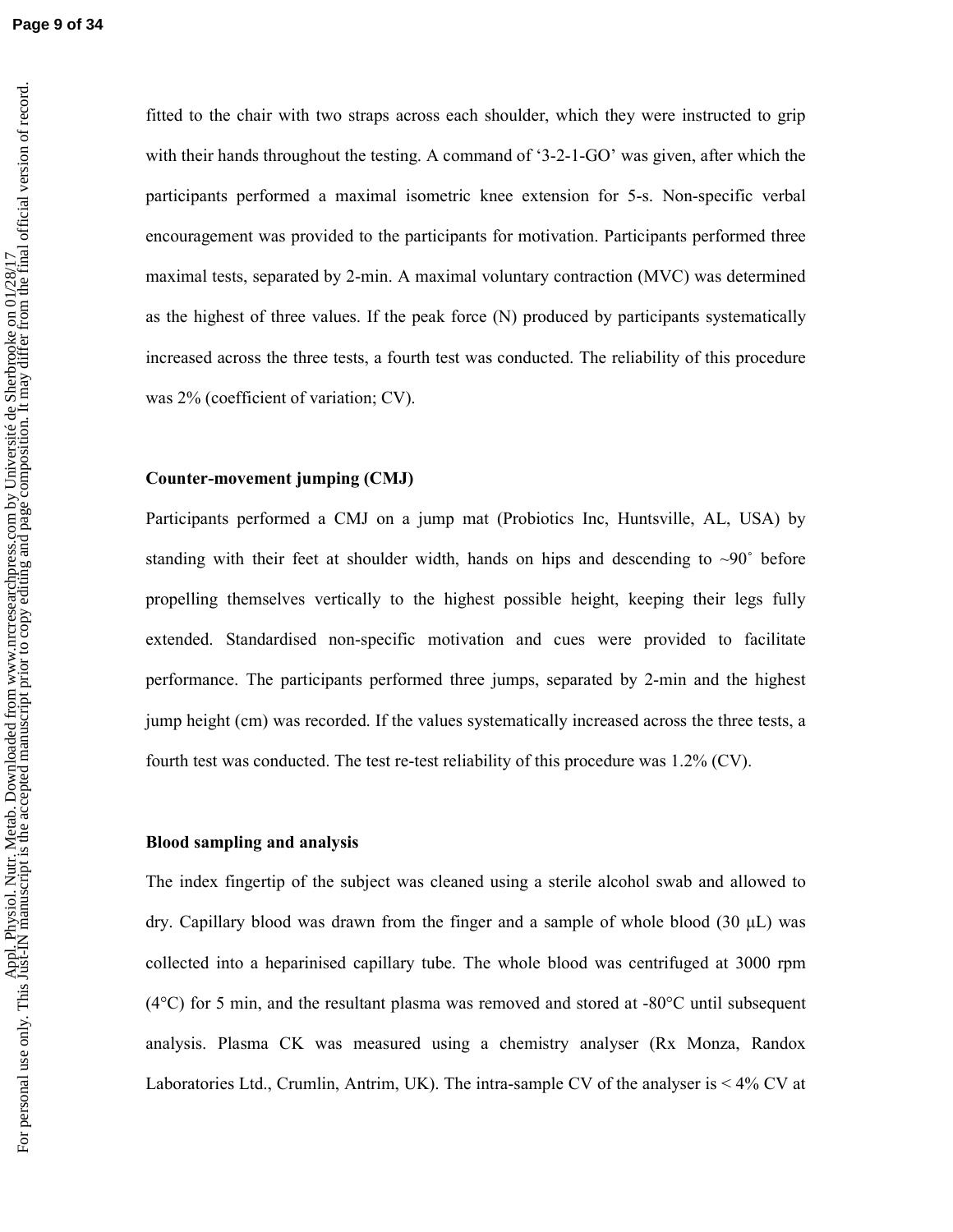fitted to the chair with two straps across each shoulder, which they were instructed to grip with their hands throughout the testing. A command of '3-2-1-GO' was given, after which the participants performed a maximal isometric knee extension for 5-s. Non-specific verbal encouragement was provided to the participants for motivation. Participants performed three maximal tests, separated by 2-min. A maximal voluntary contraction (MVC) was determined as the highest of three values. If the peak force (N) produced by participants systematically increased across the three tests, a fourth test was conducted. The reliability of this procedure was 2% (coefficient of variation; CV).

**Counter-movement jumping (CMJ)**

Participants performed a CMJ on a jump mat (Probiotics Inc, Huntsville, AL, USA) by standing with their feet at shoulder width, hands on hips and descending to ~90˚ before propelling themselves vertically to the highest possible height, keeping their legs fully extended. Standardised non-specific motivation and cues were provided to facilitate performance. The participants performed three jumps, separated by 2-min and the highest jump height (cm) was recorded. If the values systematically increased across the three tests, a fourth test was conducted. The test re-test reliability of this procedure was 1.2% (CV).

**Blood sampling and analysis**

The index fingertip of the subject was cleaned using a sterile alcohol swab and allowed to dry. Capillary blood was drawn from the finger and a sample of whole blood (30 μL) was collected into a heparinised capillary tube. The whole blood was centrifuged at 3000 rpm (4°C) for 5 min, and the resultant plasma was removed and stored at -80°C until subsequent analysis. Plasma CK was measured using a chemistry analyser (Rx Monza, Randox Laboratories Ltd., Crumlin, Antrim, UK). The intra-sample CV of the analyser is < 4% CV at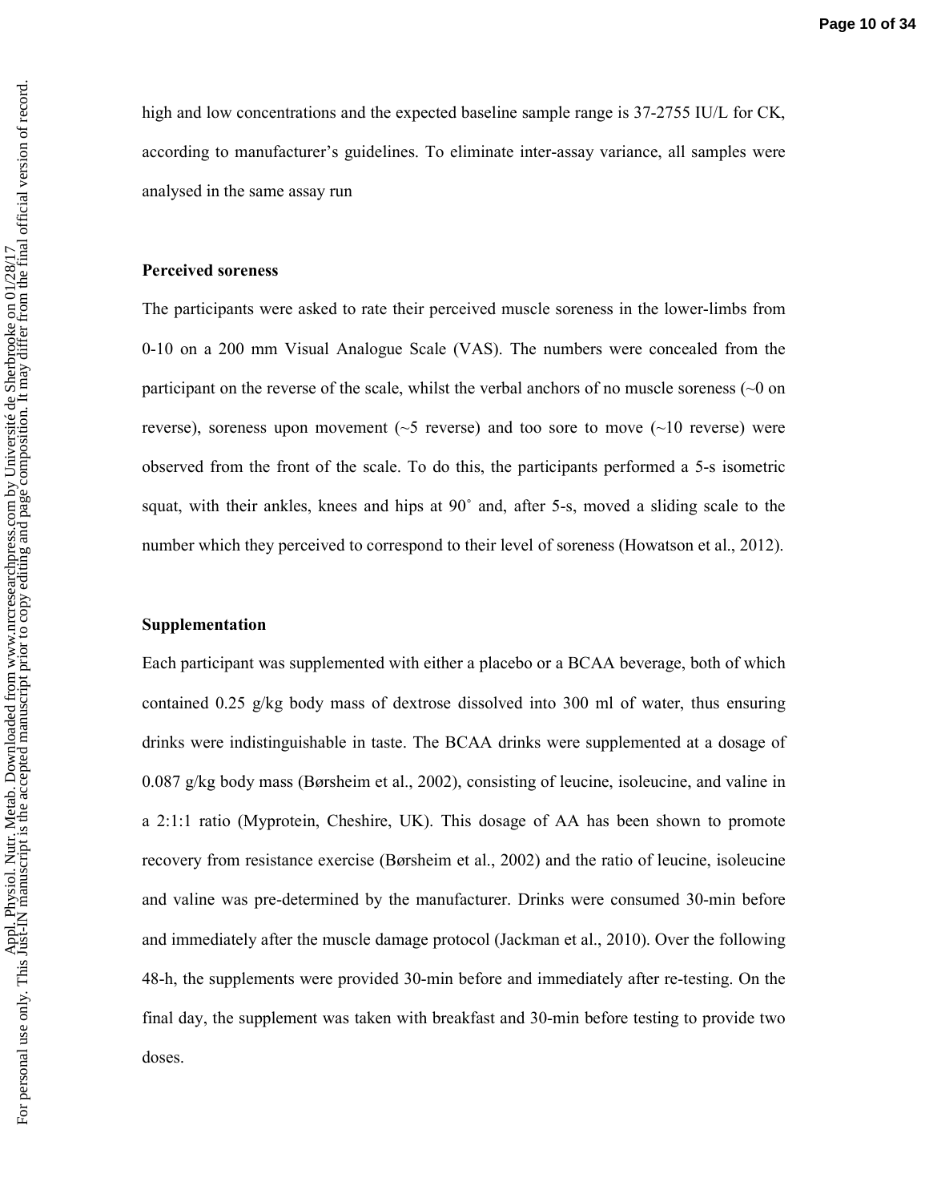high and low concentrations and the expected baseline sample range is 37-2755 IU/L for CK, according to manufacturer's guidelines. To eliminate inter-assay variance, all samples were analysed in the same assay run

**Perceived soreness**

The participants were asked to rate their perceived muscle soreness in the lower-limbs from 0-10 on a 200 mm Visual Analogue Scale (VAS). The numbers were concealed from the participant on the reverse of the scale, whilst the verbal anchors of no muscle soreness (~0 on reverse), soreness upon movement (~5 reverse) and too sore to move (~10 reverse) were observed from the front of the scale. To do this, the participants performed a 5-s isometric squat, with their ankles, knees and hips at 90˚ and, after 5-s, moved a sliding scale to the number which they perceived to correspond to their level of soreness (Howatson et al., 2012).

**Supplementation**

Each participant was supplemented with either a placebo or a BCAA beverage, both of which contained 0.25 g/kg body mass of dextrose dissolved into 300 ml of water, thus ensuring drinks were indistinguishable in taste. The BCAA drinks were supplemented at a dosage of 0.087 g/kg body mass (Børsheim et al., 2002), consisting of leucine, isoleucine, and valine in a 2:1:1 ratio (Myprotein, Cheshire, UK). This dosage of AA has been shown to promote recovery from resistance exercise (Børsheim et al., 2002) and the ratio of leucine, isoleucine and valine was pre-determined by the manufacturer. Drinks were consumed 30-min before and immediately after the muscle damage protocol (Jackman et al., 2010). Over the following 48-h, the supplements were provided 30-min before and immediately after re-testing. On the final day, the supplement was taken with breakfast and 30-min before testing to provide two doses.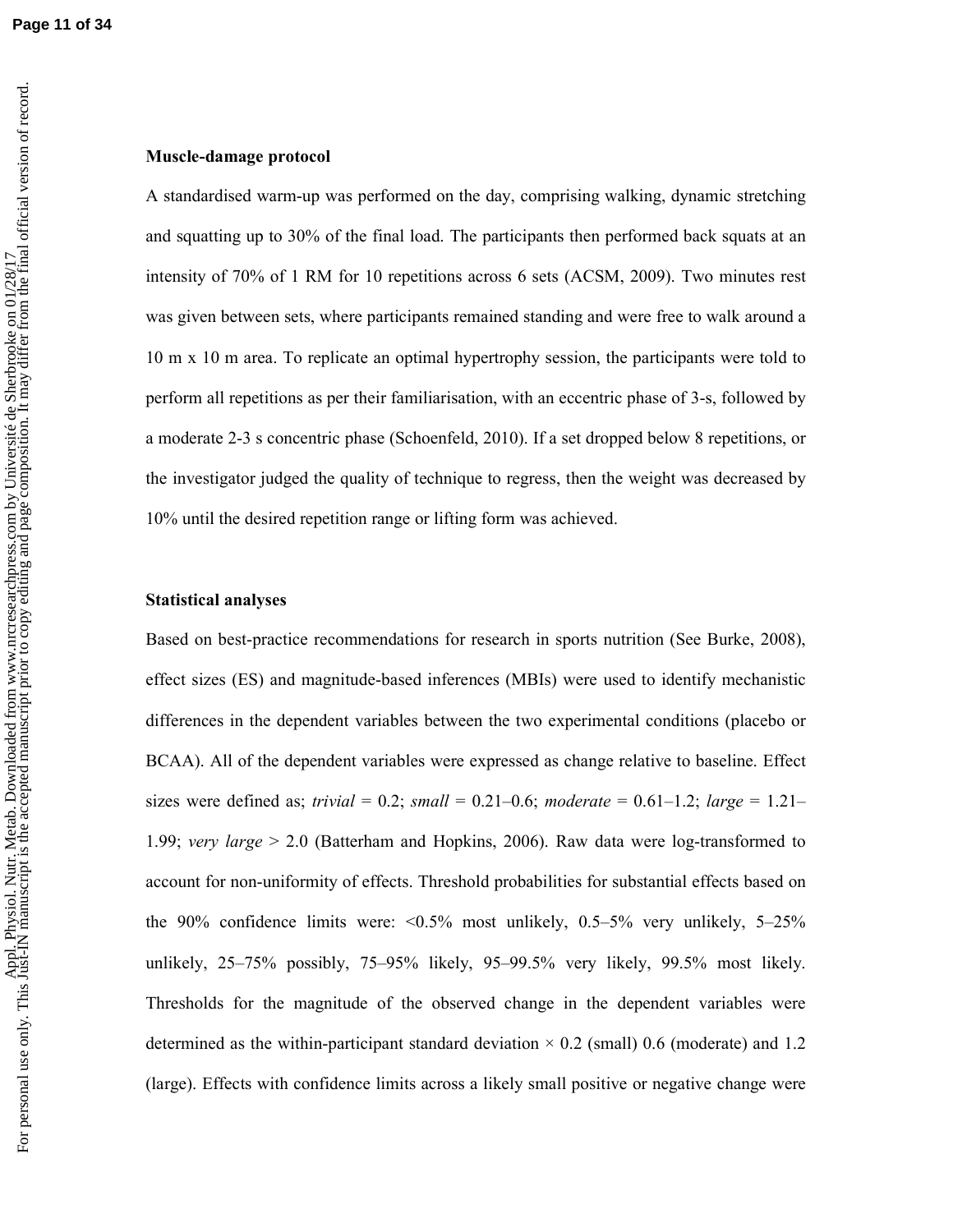**Muscle-damage protocol**

A standardised warm-up was performed on the day, comprising walking, dynamic stretching and squatting up to 30% of the final load. The participants then performed back squats at an intensity of 70% of 1 RM for 10 repetitions across 6 sets (ACSM, 2009). Two minutes rest was given between sets, where participants remained standing and were free to walk around a 10 m x 10 m area. To replicate an optimal hypertrophy session, the participants were told to perform all repetitions as per their familiarisation, with an eccentric phase of 3-s, followed by a moderate 2-3 s concentric phase (Schoenfeld, 2010). If a set dropped below 8 repetitions, or the investigator judged the quality of technique to regress, then the weight was decreased by 10% until the desired repetition range or lifting form was achieved.

**Statistical analyses**

Based on best-practice recommendations for research in sports nutrition (See Burke, 2008), effect sizes (ES) and magnitude-based inferences (MBIs) were used to identify mechanistic differences in the dependent variables between the two experimental conditions (placebo or BCAA). All of the dependent variables were expressed as change relative to baseline. Effect sizes were defined as; *trivial* = 0.2; *small* = 0.21–0.6; *moderate* = 0.61–1.2; *large* = 1.21–1.99; *very large* > 2.0 (Batterham and Hopkins, 2006). Raw data were log-transformed to account for non-uniformity of effects. Threshold probabilities for substantial effects based on the 90% confidence limits were: <0.5% most unlikely, 0.5–5% very unlikely, 5–25% unlikely, 25–75% possibly, 75–95% likely, 95–99.5% very likely, 99.5% most likely. Thresholds for the magnitude of the observed change in the dependent variables were determined as the within-participant standard deviation × 0.2 (small) 0.6 (moderate) and 1.2 (large). Effects with confidence limits across a likely small positive or negative change were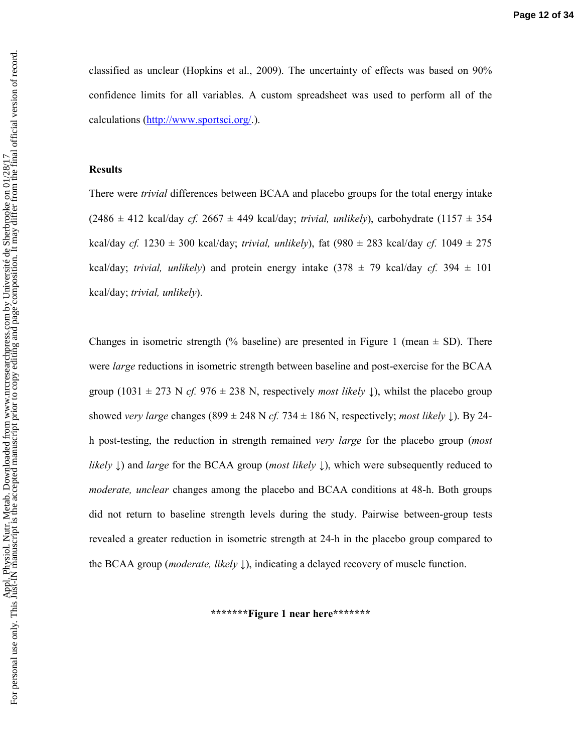classified as unclear (Hopkins et al., 2009). The uncertainty of effects was based on 90% confidence limits for all variables. A custom spreadsheet was used to perform all of the calculations (http://www.sportsci.org/.).

## Results

There were *trivial* differences between BCAA and placebo groups for the total energy intake (2486 ± 412 kcal/day *cf.* 2667 ± 449 kcal/day; *trivial, unlikely*), carbohydrate (1157 ± 354 kcal/day *cf.* 1230 ± 300 kcal/day; *trivial, unlikely*), fat (980 ± 283 kcal/day *cf.* 1049 ± 275 kcal/day; *trivial, unlikely*) and protein energy intake (378 ± 79 kcal/day *cf.* 394 ± 101 kcal/day; *trivial, unlikely*).

Changes in isometric strength (% baseline) are presented in Figure 1 (mean ± SD). There were *large* reductions in isometric strength between baseline and post-exercise for the BCAA group (1031 ± 273 N *cf.* 976 ± 238 N, respectively *most likely* ↓), whilst the placebo group showed *very large* changes (899 ± 248 N *cf.* 734 ± 186 N, respectively; *most likely* ↓). By 24-h post-testing, the reduction in strength remained *very large* for the placebo group (*most likely* ↓) and *large* for the BCAA group (*most likely* ↓), which were subsequently reduced to *moderate, unclear* changes among the placebo and BCAA conditions at 48-h. Both groups did not return to baseline strength levels during the study. Pairwise between-group tests revealed a greater reduction in isometric strength at 24-h in the placebo group compared to the BCAA group (*moderate, likely* ↓), indicating a delayed recovery of muscle function.

**\*\*\*\*\*\*\*Figure 1 near here\*\*\*\*\*\*\***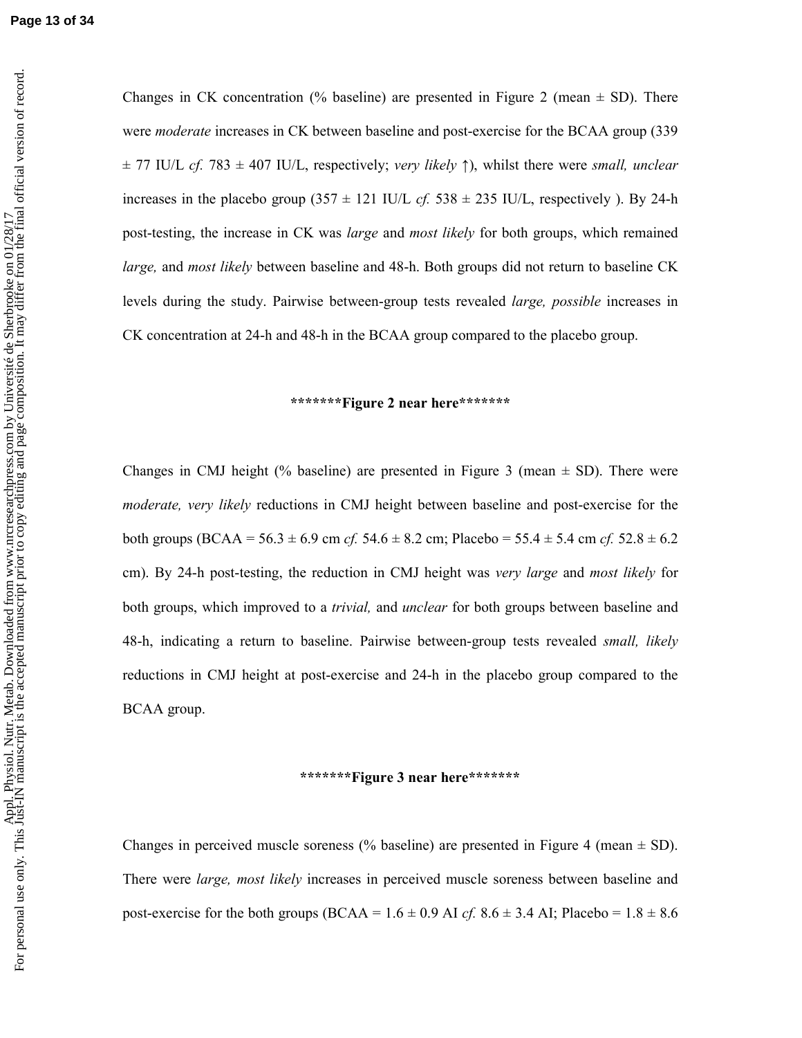Changes in CK concentration (% baseline) are presented in Figure 2 (mean ± SD). There were *moderate* increases in CK between baseline and post-exercise for the BCAA group (339 ± 77 IU/L *cf.* 783 ± 407 IU/L, respectively; *very likely* ↑), whilst there were *small, unclear* increases in the placebo group (357 ± 121 IU/L *cf.* 538 ± 235 IU/L, respectively ). By 24-h post-testing, the increase in CK was *large* and *most likely* for both groups, which remained *large,* and *most likely* between baseline and 48-h. Both groups did not return to baseline CK levels during the study. Pairwise between-group tests revealed *large, possible* increases in CK concentration at 24-h and 48-h in the BCAA group compared to the placebo group.

**\*\*\*\*\*\*\*Figure 2 near here\*\*\*\*\*\*\***

Changes in CMJ height (% baseline) are presented in Figure 3 (mean ± SD). There were *moderate, very likely* reductions in CMJ height between baseline and post-exercise for the both groups (BCAA = 56.3 ± 6.9 cm *cf.* 54.6 ± 8.2 cm; Placebo = 55.4 ± 5.4 cm *cf.* 52.8 ± 6.2 cm). By 24-h post-testing, the reduction in CMJ height was *very large* and *most likely* for both groups, which improved to a *trivial,* and *unclear* for both groups between baseline and 48-h, indicating a return to baseline. Pairwise between-group tests revealed *small, likely* reductions in CMJ height at post-exercise and 24-h in the placebo group compared to the BCAA group.

**\*\*\*\*\*\*\*Figure 3 near here\*\*\*\*\*\*\***

Changes in perceived muscle soreness (% baseline) are presented in Figure 4 (mean ± SD). There were *large, most likely* increases in perceived muscle soreness between baseline and post-exercise for the both groups (BCAA = 1.6 ± 0.9 AI *cf.* 8.6 ± 3.4 AI; Placebo = 1.8 ± 8.6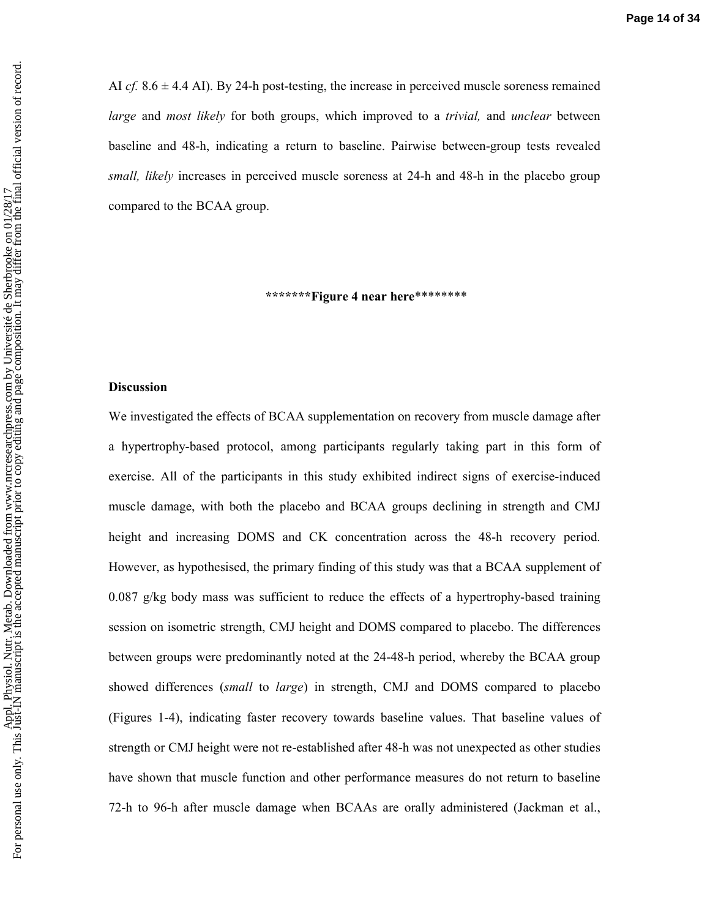AI *cf.* 8.6 ± 4.4 AI). By 24-h post-testing, the increase in perceived muscle soreness remained *large* and *most likely* for both groups, which improved to a *trivial,* and *unclear* between baseline and 48-h, indicating a return to baseline. Pairwise between-group tests revealed *small, likely* increases in perceived muscle soreness at 24-h and 48-h in the placebo group compared to the BCAA group.

*******Figure 4 near here********

**Discussion**

We investigated the effects of BCAA supplementation on recovery from muscle damage after a hypertrophy-based protocol, among participants regularly taking part in this form of exercise. All of the participants in this study exhibited indirect signs of exercise-induced muscle damage, with both the placebo and BCAA groups declining in strength and CMJ height and increasing DOMS and CK concentration across the 48-h recovery period. However, as hypothesised, the primary finding of this study was that a BCAA supplement of 0.087 g/kg body mass was sufficient to reduce the effects of a hypertrophy-based training session on isometric strength, CMJ height and DOMS compared to placebo. The differences between groups were predominantly noted at the 24-48-h period, whereby the BCAA group showed differences (*small* to *large*) in strength, CMJ and DOMS compared to placebo (Figures 1-4), indicating faster recovery towards baseline values. That baseline values of strength or CMJ height were not re-established after 48-h was not unexpected as other studies have shown that muscle function and other performance measures do not return to baseline 72-h to 96-h after muscle damage when BCAAs are orally administered (Jackman et al.,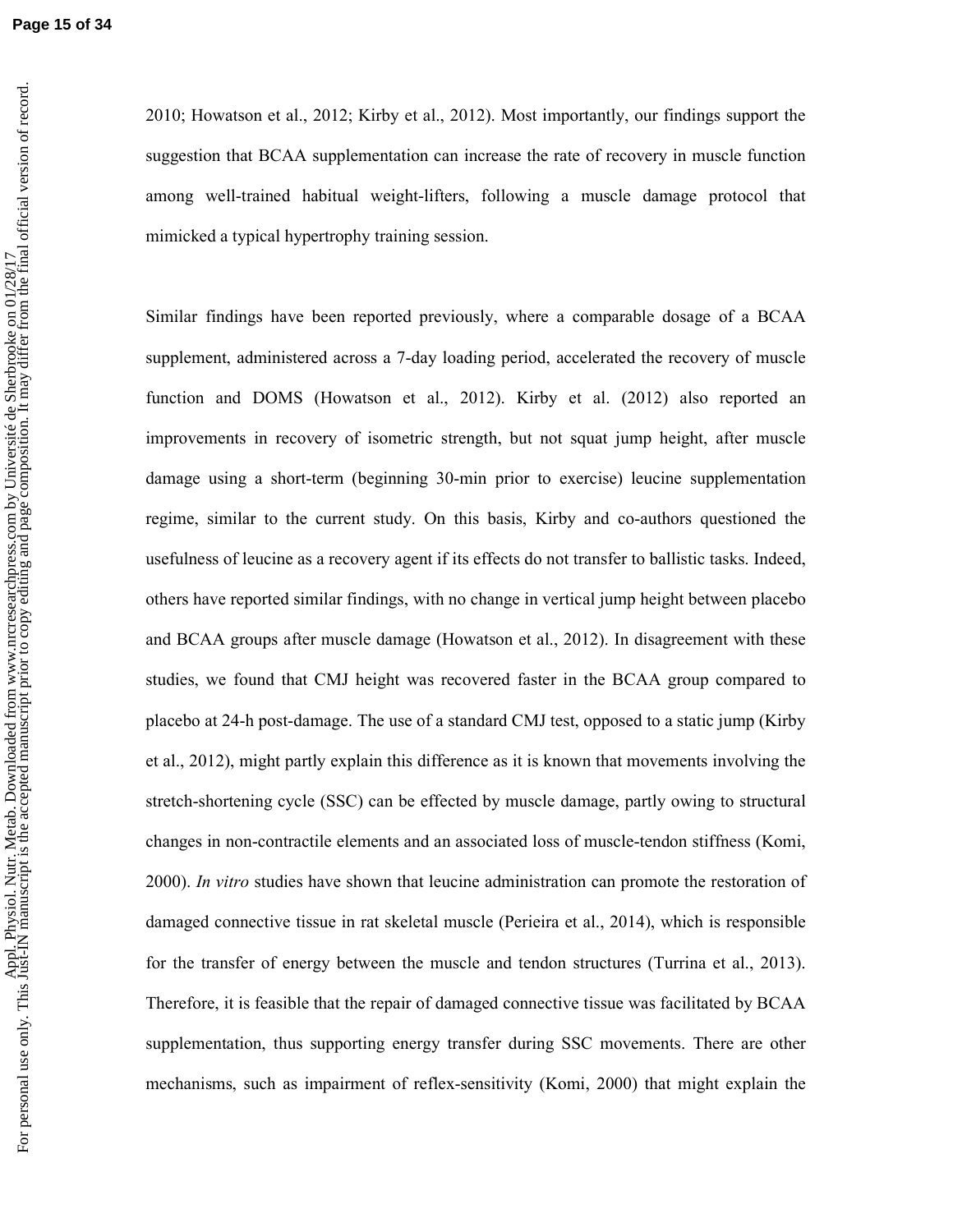2010; Howatson et al., 2012; Kirby et al., 2012). Most importantly, our findings support the suggestion that BCAA supplementation can increase the rate of recovery in muscle function among well-trained habitual weight-lifters, following a muscle damage protocol that mimicked a typical hypertrophy training session.

Similar findings have been reported previously, where a comparable dosage of a BCAA supplement, administered across a 7-day loading period, accelerated the recovery of muscle function and DOMS (Howatson et al., 2012). Kirby et al. (2012) also reported an improvements in recovery of isometric strength, but not squat jump height, after muscle damage using a short-term (beginning 30-min prior to exercise) leucine supplementation regime, similar to the current study. On this basis, Kirby and co-authors questioned the usefulness of leucine as a recovery agent if its effects do not transfer to ballistic tasks. Indeed, others have reported similar findings, with no change in vertical jump height between placebo and BCAA groups after muscle damage (Howatson et al., 2012). In disagreement with these studies, we found that CMJ height was recovered faster in the BCAA group compared to placebo at 24-h post-damage. The use of a standard CMJ test, opposed to a static jump (Kirby et al., 2012), might partly explain this difference as it is known that movements involving the stretch-shortening cycle (SSC) can be effected by muscle damage, partly owing to structural changes in non-contractile elements and an associated loss of muscle-tendon stiffness (Komi, 2000). *In vitro* studies have shown that leucine administration can promote the restoration of damaged connective tissue in rat skeletal muscle (Perieira et al., 2014), which is responsible for the transfer of energy between the muscle and tendon structures (Turrina et al., 2013). Therefore, it is feasible that the repair of damaged connective tissue was facilitated by BCAA supplementation, thus supporting energy transfer during SSC movements. There are other mechanisms, such as impairment of reflex-sensitivity (Komi, 2000) that might explain the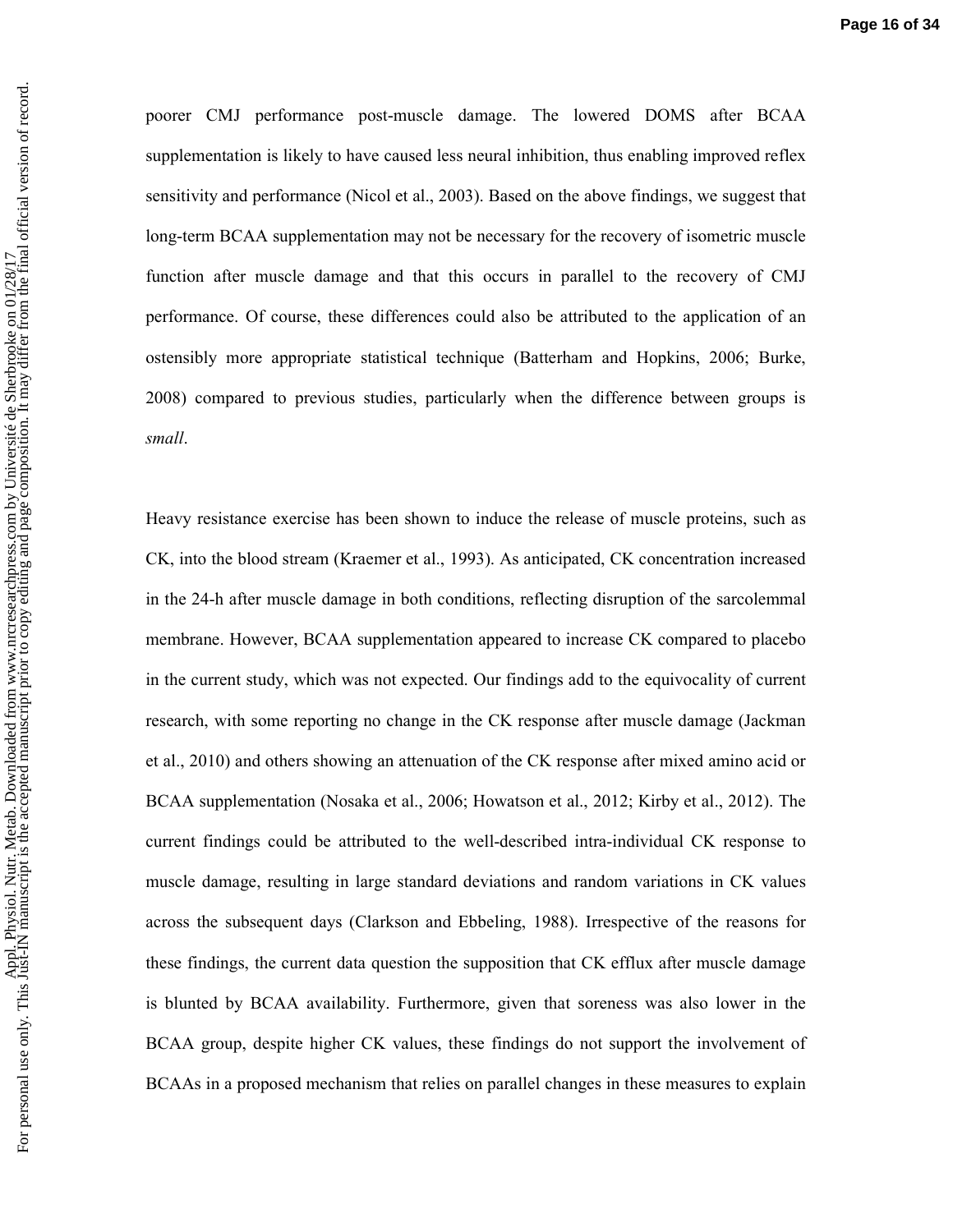poorer CMJ performance post-muscle damage. The lowered DOMS after BCAA supplementation is likely to have caused less neural inhibition, thus enabling improved reflex sensitivity and performance (Nicol et al., 2003). Based on the above findings, we suggest that long-term BCAA supplementation may not be necessary for the recovery of isometric muscle function after muscle damage and that this occurs in parallel to the recovery of CMJ performance. Of course, these differences could also be attributed to the application of an ostensibly more appropriate statistical technique (Batterham and Hopkins, 2006; Burke, 2008) compared to previous studies, particularly when the difference between groups is *small*.

Heavy resistance exercise has been shown to induce the release of muscle proteins, such as CK, into the blood stream (Kraemer et al., 1993). As anticipated, CK concentration increased in the 24-h after muscle damage in both conditions, reflecting disruption of the sarcolemmal membrane. However, BCAA supplementation appeared to increase CK compared to placebo in the current study, which was not expected. Our findings add to the equivocality of current research, with some reporting no change in the CK response after muscle damage (Jackman et al., 2010) and others showing an attenuation of the CK response after mixed amino acid or BCAA supplementation (Nosaka et al., 2006; Howatson et al., 2012; Kirby et al., 2012). The current findings could be attributed to the well-described intra-individual CK response to muscle damage, resulting in large standard deviations and random variations in CK values across the subsequent days (Clarkson and Ebbeling, 1988). Irrespective of the reasons for these findings, the current data question the supposition that CK efflux after muscle damage is blunted by BCAA availability. Furthermore, given that soreness was also lower in the BCAA group, despite higher CK values, these findings do not support the involvement of BCAAs in a proposed mechanism that relies on parallel changes in these measures to explain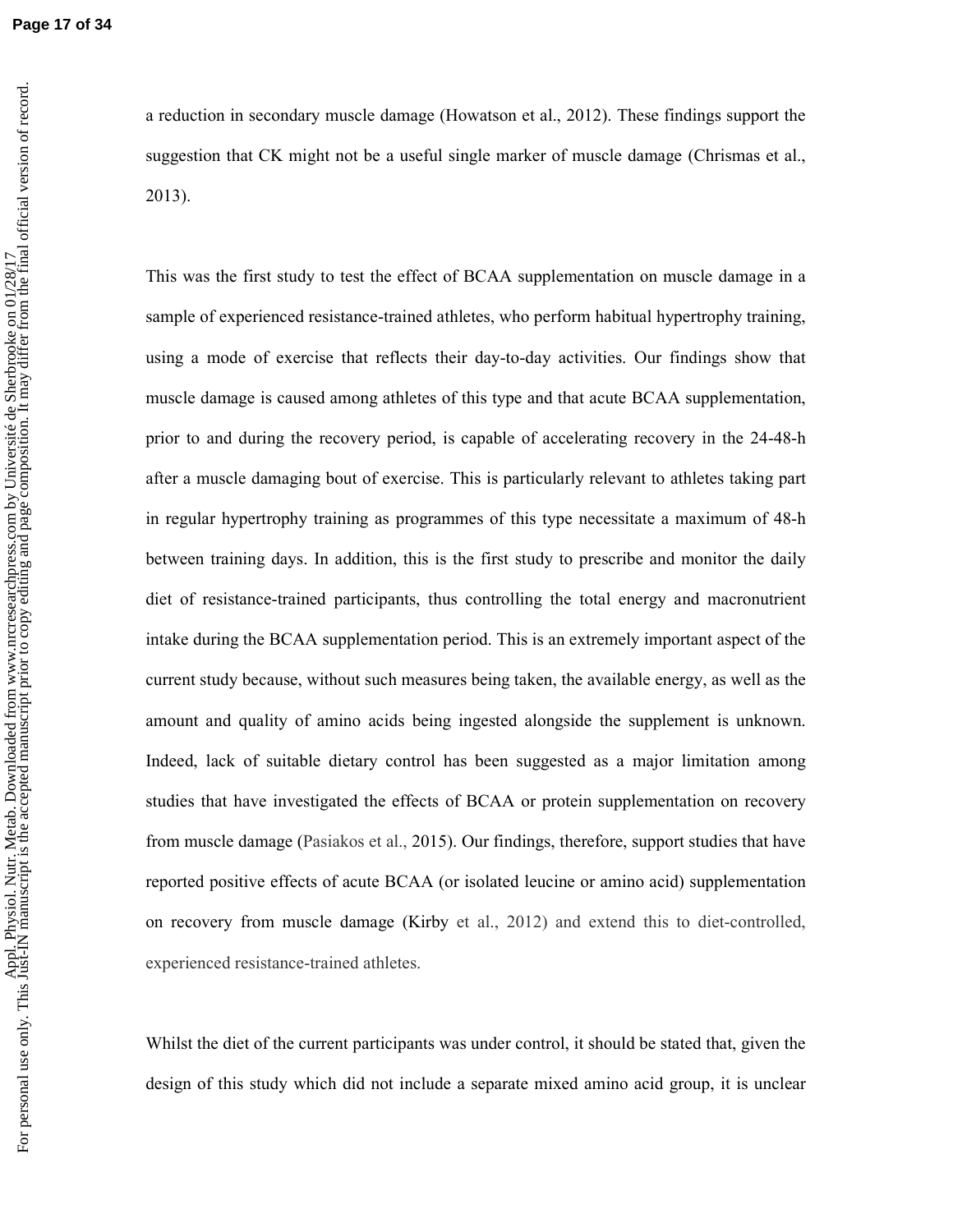a reduction in secondary muscle damage (Howatson et al., 2012). These findings support the suggestion that CK might not be a useful single marker of muscle damage (Chrismas et al., 2013).

This was the first study to test the effect of BCAA supplementation on muscle damage in a sample of experienced resistance-trained athletes, who perform habitual hypertrophy training, using a mode of exercise that reflects their day-to-day activities. Our findings show that muscle damage is caused among athletes of this type and that acute BCAA supplementation, prior to and during the recovery period, is capable of accelerating recovery in the 24-48-h after a muscle damaging bout of exercise. This is particularly relevant to athletes taking part in regular hypertrophy training as programmes of this type necessitate a maximum of 48-h between training days. In addition, this is the first study to prescribe and monitor the daily diet of resistance-trained participants, thus controlling the total energy and macronutrient intake during the BCAA supplementation period. This is an extremely important aspect of the current study because, without such measures being taken, the available energy, as well as the amount and quality of amino acids being ingested alongside the supplement is unknown. Indeed, lack of suitable dietary control has been suggested as a major limitation among studies that have investigated the effects of BCAA or protein supplementation on recovery from muscle damage (Pasiakos et al., 2015). Our findings, therefore, support studies that have reported positive effects of acute BCAA (or isolated leucine or amino acid) supplementation on recovery from muscle damage (Kirby et al., 2012) and extend this to diet-controlled, experienced resistance-trained athletes.

Whilst the diet of the current participants was under control, it should be stated that, given the design of this study which did not include a separate mixed amino acid group, it is unclear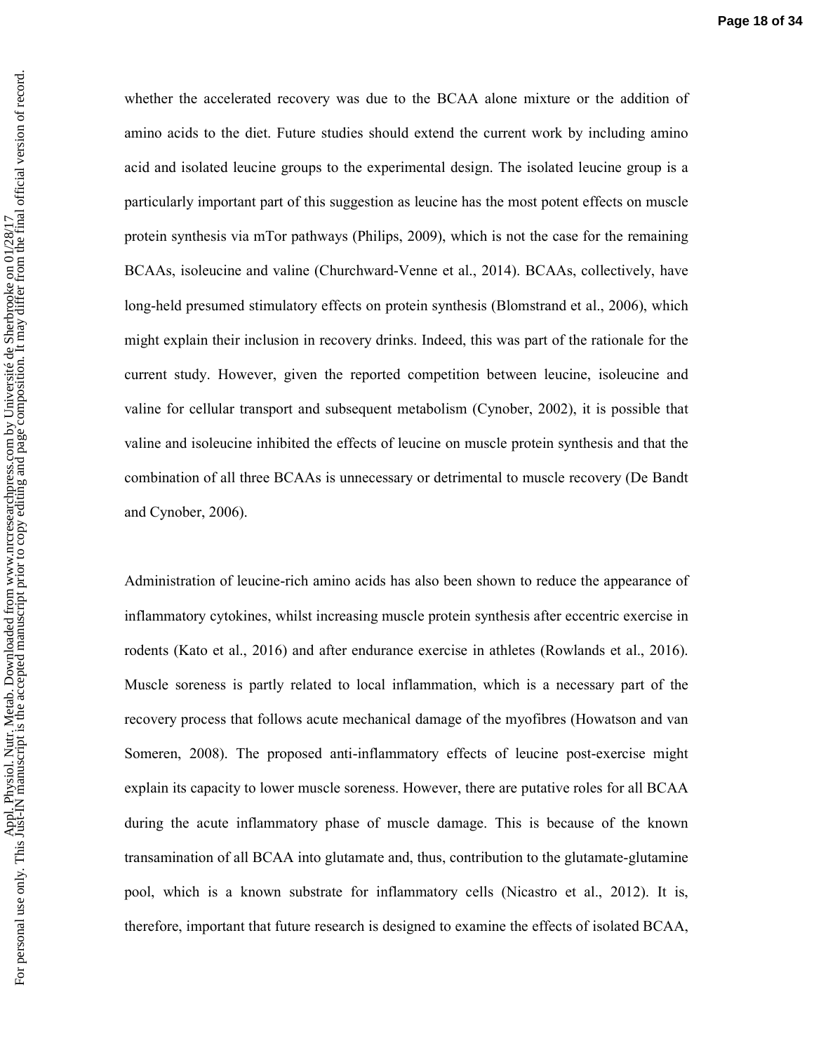whether the accelerated recovery was due to the BCAA alone mixture or the addition of amino acids to the diet. Future studies should extend the current work by including amino acid and isolated leucine groups to the experimental design. The isolated leucine group is a particularly important part of this suggestion as leucine has the most potent effects on muscle protein synthesis via mTor pathways (Philips, 2009), which is not the case for the remaining BCAAs, isoleucine and valine (Churchward-Venne et al., 2014). BCAAs, collectively, have long-held presumed stimulatory effects on protein synthesis (Blomstrand et al., 2006), which might explain their inclusion in recovery drinks. Indeed, this was part of the rationale for the current study. However, given the reported competition between leucine, isoleucine and valine for cellular transport and subsequent metabolism (Cynober, 2002), it is possible that valine and isoleucine inhibited the effects of leucine on muscle protein synthesis and that the combination of all three BCAAs is unnecessary or detrimental to muscle recovery (De Bandt and Cynober, 2006).

Administration of leucine-rich amino acids has also been shown to reduce the appearance of inflammatory cytokines, whilst increasing muscle protein synthesis after eccentric exercise in rodents (Kato et al., 2016) and after endurance exercise in athletes (Rowlands et al., 2016). Muscle soreness is partly related to local inflammation, which is a necessary part of the recovery process that follows acute mechanical damage of the myofibres (Howatson and van Someren, 2008). The proposed anti-inflammatory effects of leucine post-exercise might explain its capacity to lower muscle soreness. However, there are putative roles for all BCAA during the acute inflammatory phase of muscle damage. This is because of the known transamination of all BCAA into glutamate and, thus, contribution to the glutamate-glutamine pool, which is a known substrate for inflammatory cells (Nicastro et al., 2012). It is, therefore, important that future research is designed to examine the effects of isolated BCAA,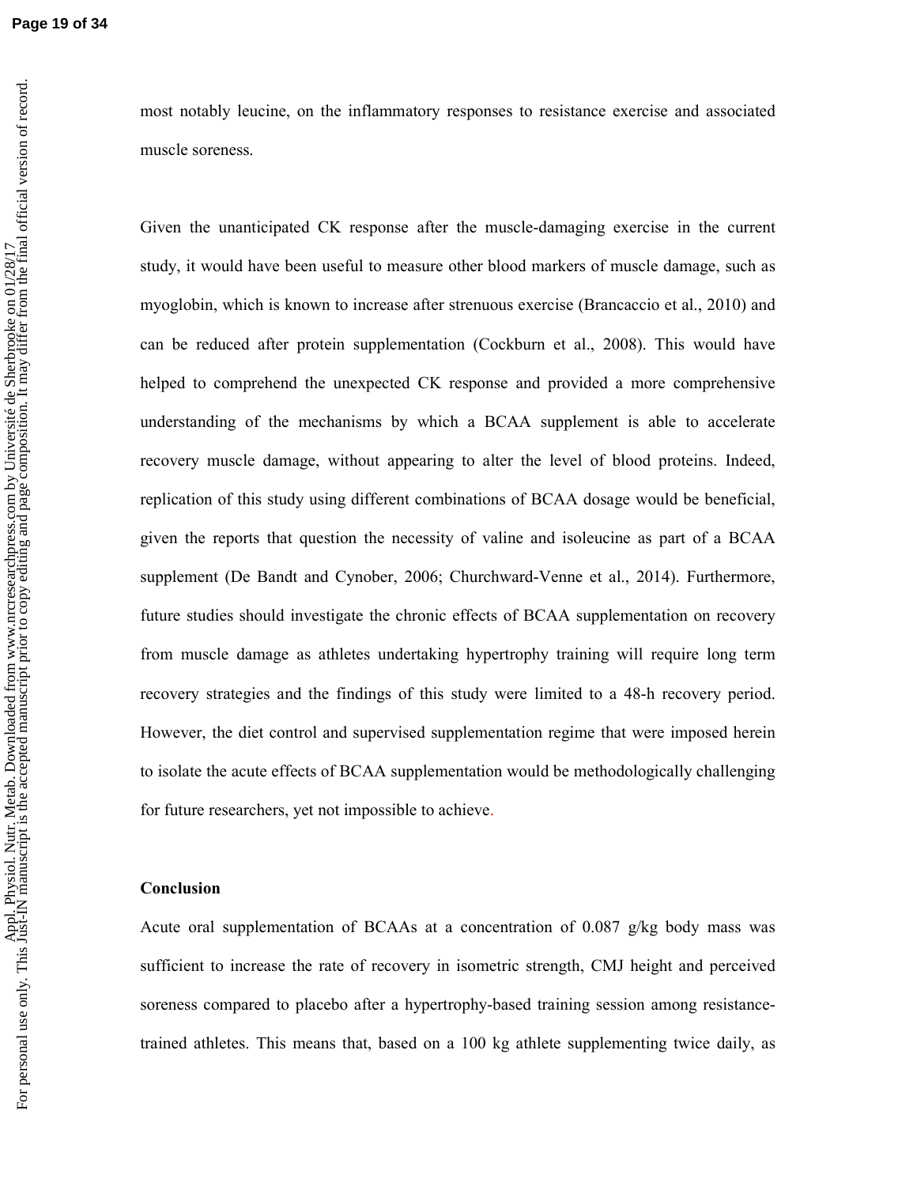most notably leucine, on the inflammatory responses to resistance exercise and associated muscle soreness.

Given the unanticipated CK response after the muscle-damaging exercise in the current study, it would have been useful to measure other blood markers of muscle damage, such as myoglobin, which is known to increase after strenuous exercise (Brancaccio et al., 2010) and can be reduced after protein supplementation (Cockburn et al., 2008). This would have helped to comprehend the unexpected CK response and provided a more comprehensive understanding of the mechanisms by which a BCAA supplement is able to accelerate recovery muscle damage, without appearing to alter the level of blood proteins. Indeed, replication of this study using different combinations of BCAA dosage would be beneficial, given the reports that question the necessity of valine and isoleucine as part of a BCAA supplement (De Bandt and Cynober, 2006; Churchward-Venne et al., 2014). Furthermore, future studies should investigate the chronic effects of BCAA supplementation on recovery from muscle damage as athletes undertaking hypertrophy training will require long term recovery strategies and the findings of this study were limited to a 48-h recovery period. However, the diet control and supervised supplementation regime that were imposed herein to isolate the acute effects of BCAA supplementation would be methodologically challenging for future researchers, yet not impossible to achieve.

## Conclusion

Acute oral supplementation of BCAAs at a concentration of 0.087 g/kg body mass was sufficient to increase the rate of recovery in isometric strength, CMJ height and perceived soreness compared to placebo after a hypertrophy-based training session among resistance-trained athletes. This means that, based on a 100 kg athlete supplementing twice daily, as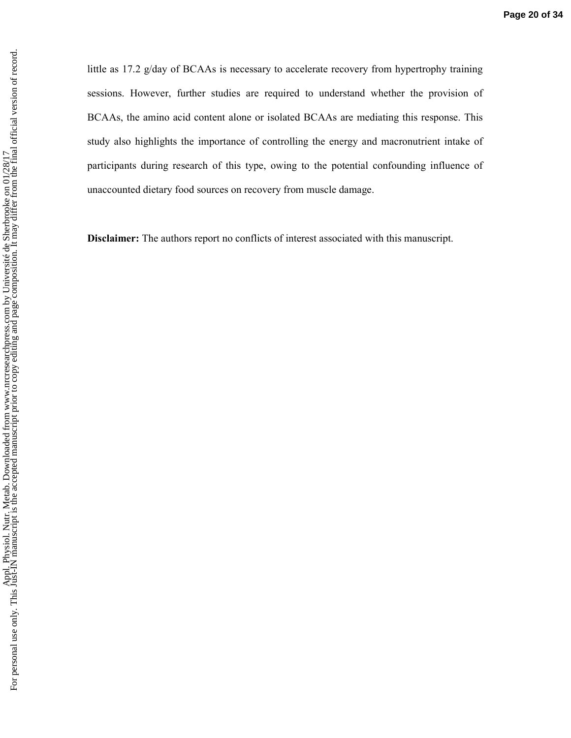little as 17.2 g/day of BCAAs is necessary to accelerate recovery from hypertrophy training sessions. However, further studies are required to understand whether the provision of BCAAs, the amino acid content alone or isolated BCAAs are mediating this response. This study also highlights the importance of controlling the energy and macronutrient intake of participants during research of this type, owing to the potential confounding influence of unaccounted dietary food sources on recovery from muscle damage.

**Disclaimer:** The authors report no conflicts of interest associated with this manuscript.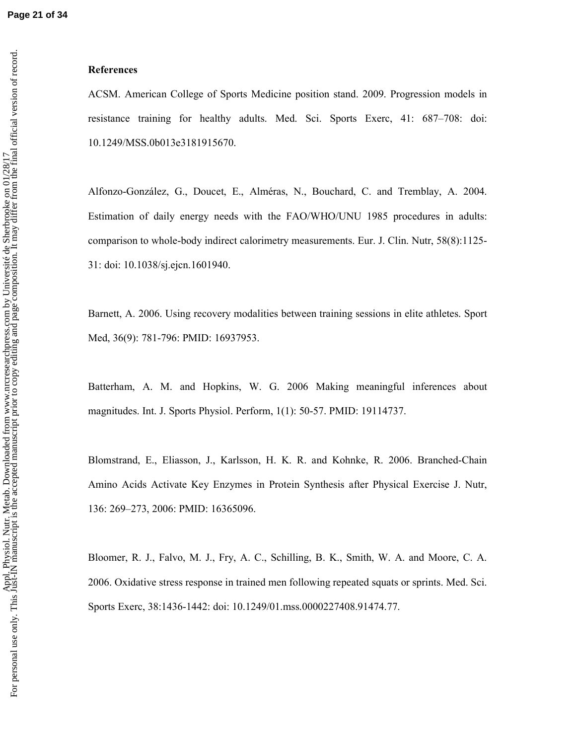## References

ACSM. American College of Sports Medicine position stand. 2009. Progression models in resistance training for healthy adults. Med. Sci. Sports Exerc, 41: 687–708: doi: 10.1249/MSS.0b013e3181915670.

Alfonzo-González, G., Doucet, E., Alméras, N., Bouchard, C. and Tremblay, A. 2004. Estimation of daily energy needs with the FAO/WHO/UNU 1985 procedures in adults: comparison to whole-body indirect calorimetry measurements. Eur. J. Clin. Nutr, 58(8):1125-31: doi: 10.1038/sj.ejcn.1601940.

Barnett, A. 2006. Using recovery modalities between training sessions in elite athletes. Sport Med, 36(9): 781-796: PMID: 16937953.

Batterham, A. M. and Hopkins, W. G. 2006 Making meaningful inferences about magnitudes. Int. J. Sports Physiol. Perform, 1(1): 50-57. PMID: 19114737.

Blomstrand, E., Eliasson, J., Karlsson, H. K. R. and Kohnke, R. 2006. Branched-Chain Amino Acids Activate Key Enzymes in Protein Synthesis after Physical Exercise J. Nutr, 136: 269–273, 2006: PMID: 16365096.

Bloomer, R. J., Falvo, M. J., Fry, A. C., Schilling, B. K., Smith, W. A. and Moore, C. A. 2006. Oxidative stress response in trained men following repeated squats or sprints. Med. Sci. Sports Exerc, 38:1436-1442: doi: 10.1249/01.mss.0000227408.91474.77.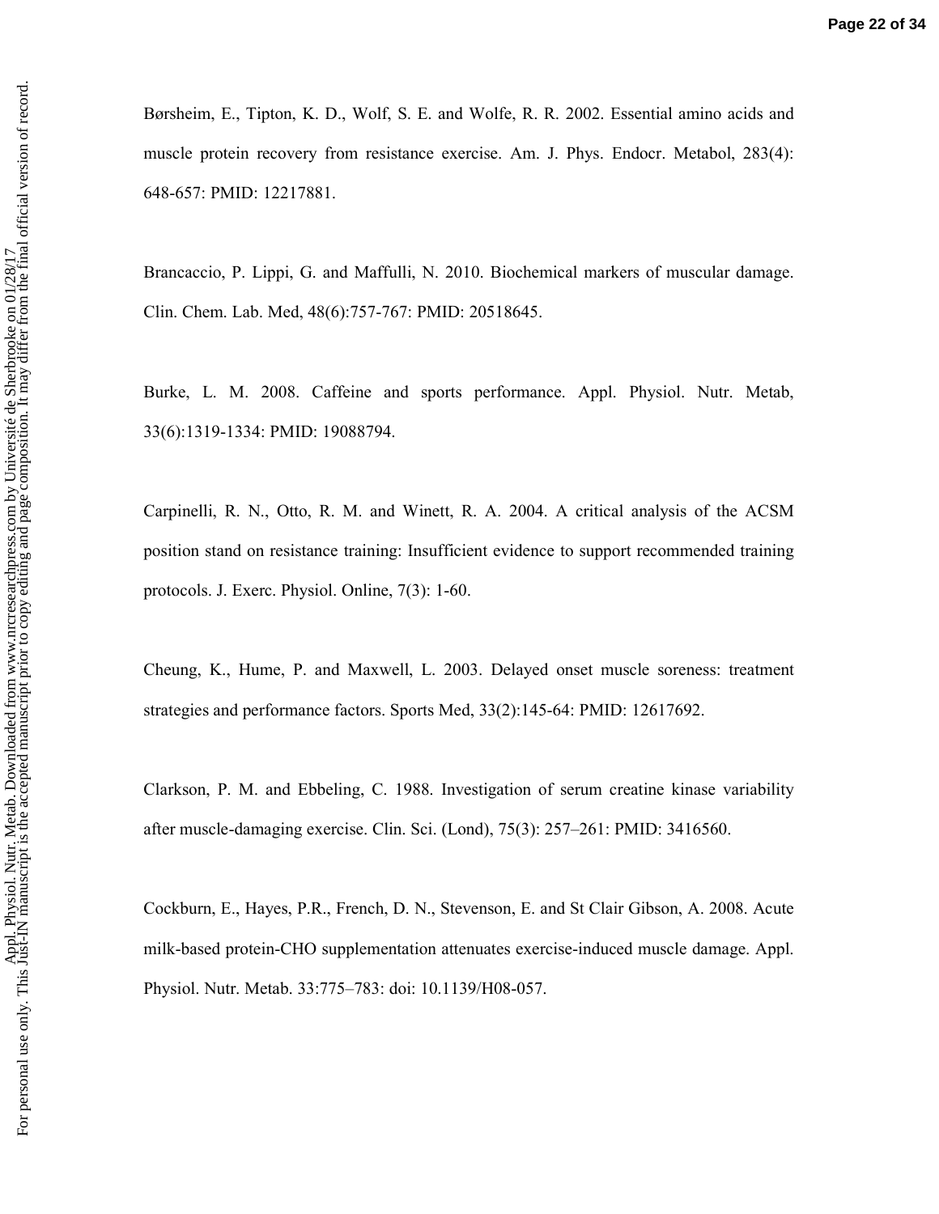Børsheim, E., Tipton, K. D., Wolf, S. E. and Wolfe, R. R. 2002. Essential amino acids and muscle protein recovery from resistance exercise. Am. J. Phys. Endocr. Metabol, 283(4): 648-657: PMID: 12217881.

Brancaccio, P. Lippi, G. and Maffulli, N. 2010. Biochemical markers of muscular damage. Clin. Chem. Lab. Med, 48(6):757-767: PMID: 20518645.

Burke, L. M. 2008. Caffeine and sports performance. Appl. Physiol. Nutr. Metab, 33(6):1319-1334: PMID: 19088794.

Carpinelli, R. N., Otto, R. M. and Winett, R. A. 2004. A critical analysis of the ACSM position stand on resistance training: Insufficient evidence to support recommended training protocols. J. Exerc. Physiol. Online, 7(3): 1-60.

Cheung, K., Hume, P. and Maxwell, L. 2003. Delayed onset muscle soreness: treatment strategies and performance factors. Sports Med, 33(2):145-64: PMID: 12617692.

Clarkson, P. M. and Ebbeling, C. 1988. Investigation of serum creatine kinase variability after muscle-damaging exercise. Clin. Sci. (Lond), 75(3): 257–261: PMID: 3416560.

Cockburn, E., Hayes, P.R., French, D. N., Stevenson, E. and St Clair Gibson, A. 2008. Acute milk-based protein-CHO supplementation attenuates exercise-induced muscle damage. Appl. Physiol. Nutr. Metab. 33:775–783: doi: 10.1139/H08-057.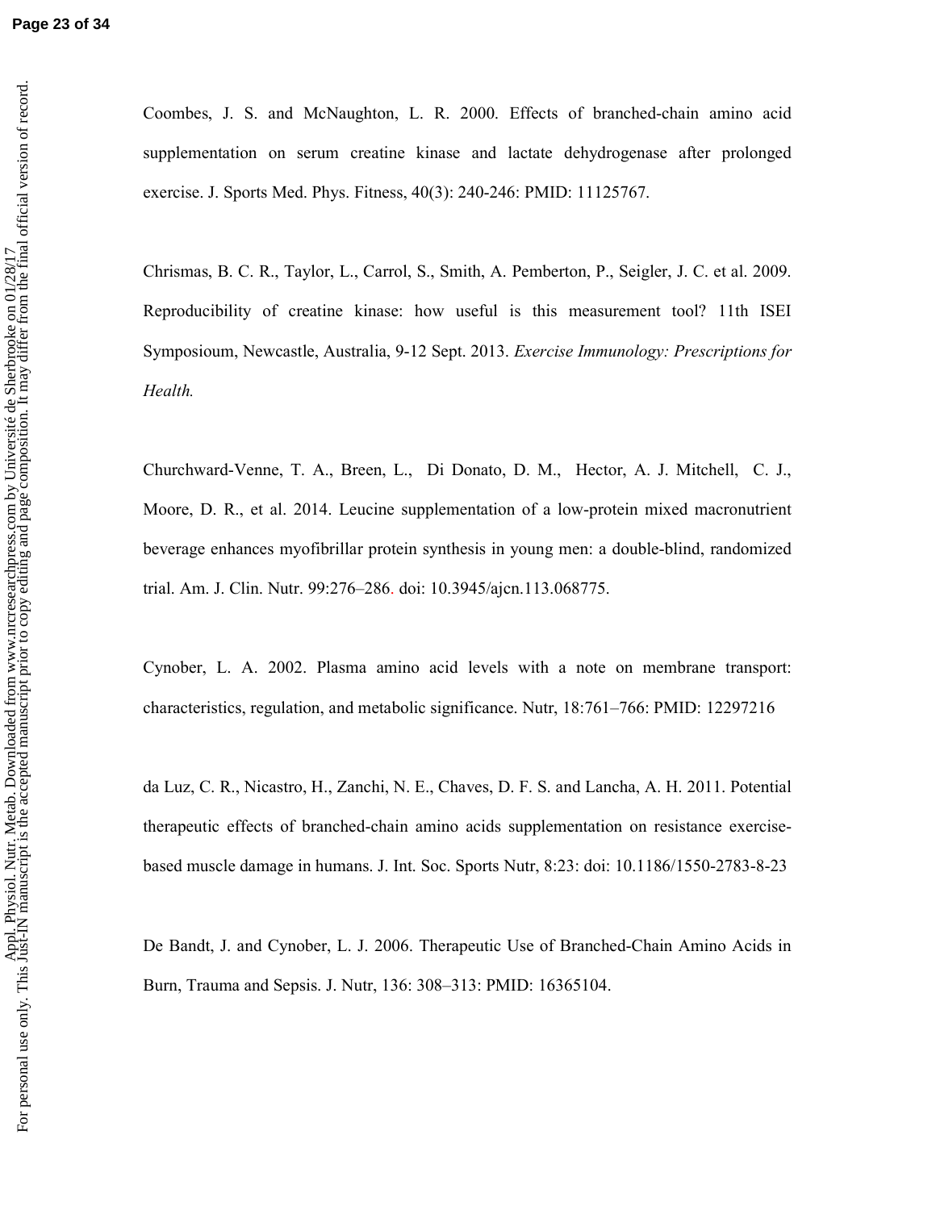Coombes, J. S. and McNaughton, L. R. 2000. Effects of branched-chain amino acid supplementation on serum creatine kinase and lactate dehydrogenase after prolonged exercise. J. Sports Med. Phys. Fitness, 40(3): 240-246: PMID: 11125767.

Chrismas, B. C. R., Taylor, L., Carrol, S., Smith, A. Pemberton, P., Seigler, J. C. et al. 2009. Reproducibility of creatine kinase: how useful is this measurement tool? 11th ISEI Symposioum, Newcastle, Australia, 9-12 Sept. 2013. *Exercise Immunology: Prescriptions for Health.*

Churchward-Venne, T. A., Breen, L., Di Donato, D. M., Hector, A. J. Mitchell, C. J., Moore, D. R., et al. 2014. Leucine supplementation of a low-protein mixed macronutrient beverage enhances myofibrillar protein synthesis in young men: a double-blind, randomized trial. Am. J. Clin. Nutr. 99:276–286. doi: 10.3945/ajcn.113.068775.

Cynober, L. A. 2002. Plasma amino acid levels with a note on membrane transport: characteristics, regulation, and metabolic significance. Nutr, 18:761–766: PMID: 12297216

da Luz, C. R., Nicastro, H., Zanchi, N. E., Chaves, D. F. S. and Lancha, A. H. 2011. Potential therapeutic effects of branched-chain amino acids supplementation on resistance exercise-based muscle damage in humans. J. Int. Soc. Sports Nutr, 8:23: doi: 10.1186/1550-2783-8-23

De Bandt, J. and Cynober, L. J. 2006. Therapeutic Use of Branched-Chain Amino Acids in Burn, Trauma and Sepsis. J. Nutr, 136: 308–313: PMID: 16365104.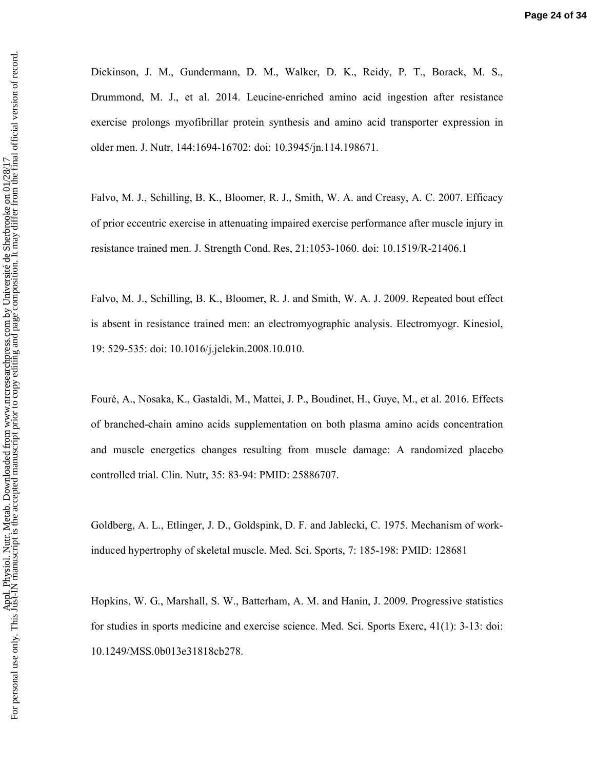Dickinson, J. M., Gundermann, D. M., Walker, D. K., Reidy, P. T., Borack, M. S., Drummond, M. J., et al. 2014. Leucine-enriched amino acid ingestion after resistance exercise prolongs myofibrillar protein synthesis and amino acid transporter expression in older men. J. Nutr, 144:1694-16702: doi: 10.3945/jn.114.198671.

Falvo, M. J., Schilling, B. K., Bloomer, R. J., Smith, W. A. and Creasy, A. C. 2007. Efficacy of prior eccentric exercise in attenuating impaired exercise performance after muscle injury in resistance trained men. J. Strength Cond. Res, 21:1053-1060. doi: 10.1519/R-21406.1

Falvo, M. J., Schilling, B. K., Bloomer, R. J. and Smith, W. A. J. 2009. Repeated bout effect is absent in resistance trained men: an electromyographic analysis. Electromyogr. Kinesiol, 19: 529-535: doi: 10.1016/j.jelekin.2008.10.010.

Fouré, A., Nosaka, K., Gastaldi, M., Mattei, J. P., Boudinet, H., Guye, M., et al. 2016. Effects of branched-chain amino acids supplementation on both plasma amino acids concentration and muscle energetics changes resulting from muscle damage: A randomized placebo controlled trial. Clin. Nutr, 35: 83-94: PMID: 25886707.

Goldberg, A. L., Etlinger, J. D., Goldspink, D. F. and Jablecki, C. 1975. Mechanism of work-induced hypertrophy of skeletal muscle. Med. Sci. Sports, 7: 185-198: PMID: 128681

Hopkins, W. G., Marshall, S. W., Batterham, A. M. and Hanin, J. 2009. Progressive statistics for studies in sports medicine and exercise science. Med. Sci. Sports Exerc, 41(1): 3-13: doi: 10.1249/MSS.0b013e31818cb278.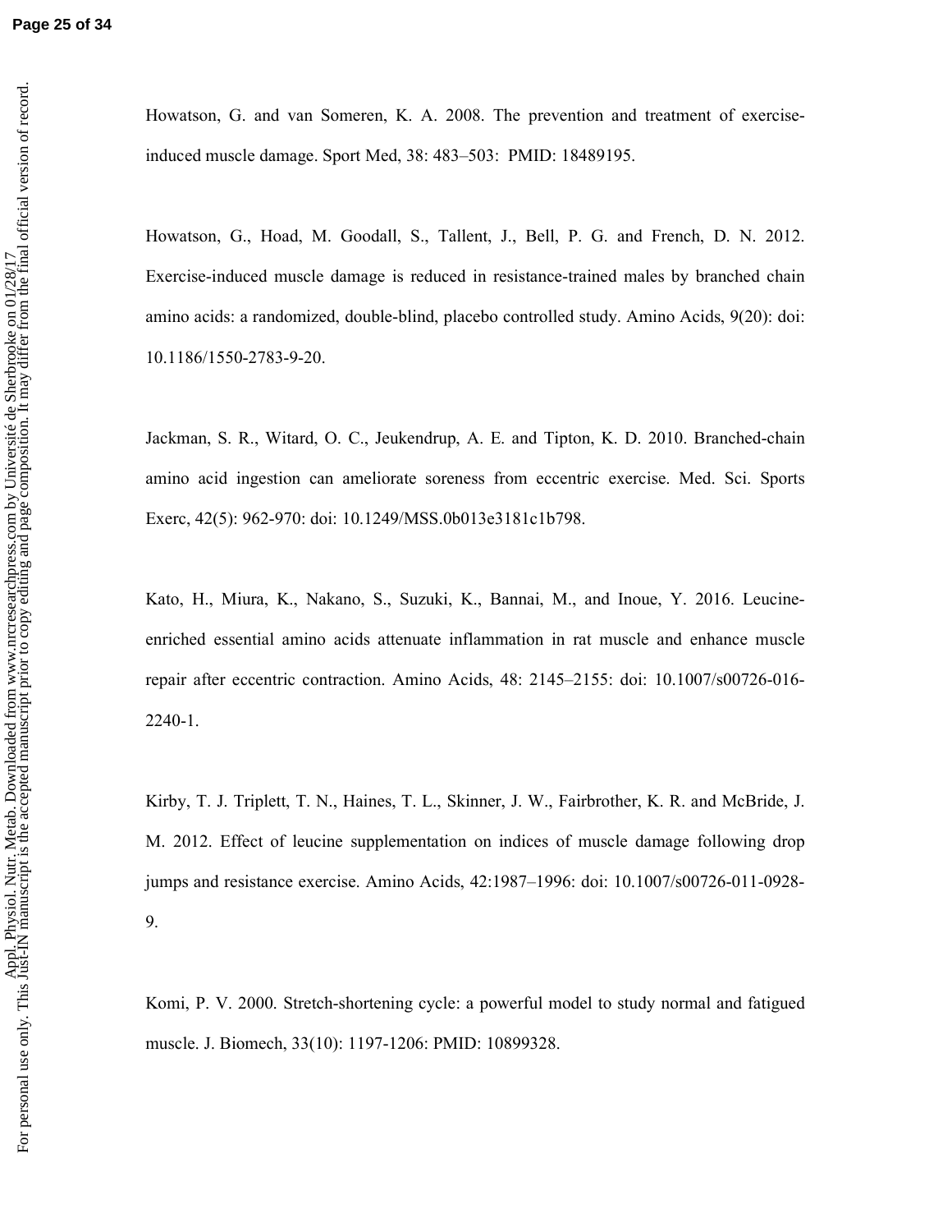Howatson, G. and van Someren, K. A. 2008. The prevention and treatment of exercise-induced muscle damage. Sport Med, 38: 483–503: PMID: 18489195.

Howatson, G., Hoad, M. Goodall, S., Tallent, J., Bell, P. G. and French, D. N. 2012. Exercise-induced muscle damage is reduced in resistance-trained males by branched chain amino acids: a randomized, double-blind, placebo controlled study. Amino Acids, 9(20): doi: 10.1186/1550-2783-9-20.

Jackman, S. R., Witard, O. C., Jeukendrup, A. E. and Tipton, K. D. 2010. Branched-chain amino acid ingestion can ameliorate soreness from eccentric exercise. Med. Sci. Sports Exerc, 42(5): 962-970: doi: 10.1249/MSS.0b013e3181c1b798.

Kato, H., Miura, K., Nakano, S., Suzuki, K., Bannai, M., and Inoue, Y. 2016. Leucine-enriched essential amino acids attenuate inflammation in rat muscle and enhance muscle repair after eccentric contraction. Amino Acids, 48: 2145–2155: doi: 10.1007/s00726-016-2240-1.

Kirby, T. J. Triplett, T. N., Haines, T. L., Skinner, J. W., Fairbrother, K. R. and McBride, J. M. 2012. Effect of leucine supplementation on indices of muscle damage following drop jumps and resistance exercise. Amino Acids, 42:1987–1996: doi: 10.1007/s00726-011-0928-9.

Komi, P. V. 2000. Stretch-shortening cycle: a powerful model to study normal and fatigued muscle. J. Biomech, 33(10): 1197-1206: PMID: 10899328.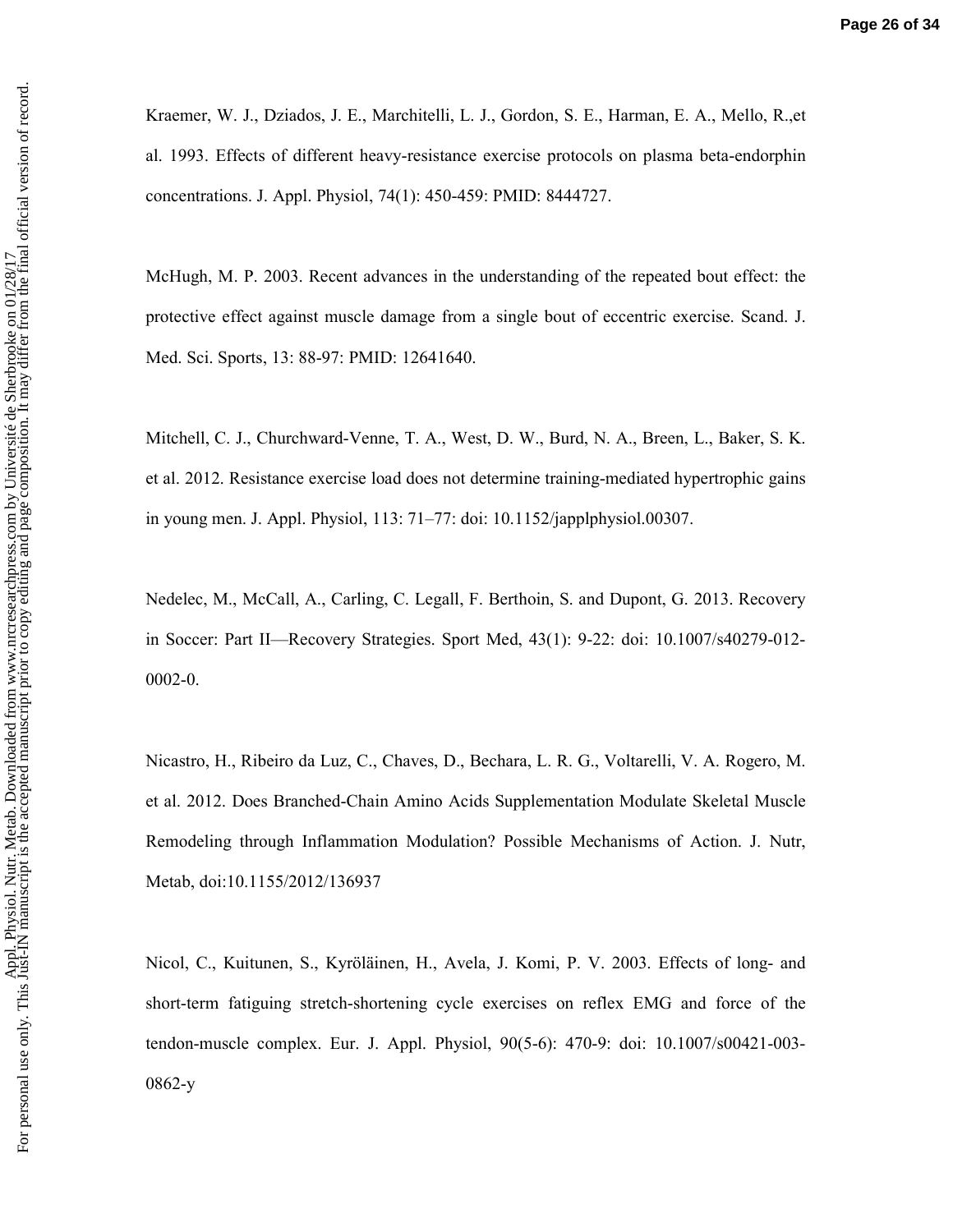Kraemer, W. J., Dziados, J. E., Marchitelli, L. J., Gordon, S. E., Harman, E. A., Mello, R.,et al. 1993. Effects of different heavy-resistance exercise protocols on plasma beta-endorphin concentrations. J. Appl. Physiol, 74(1): 450-459: PMID: 8444727.

McHugh, M. P. 2003. Recent advances in the understanding of the repeated bout effect: the protective effect against muscle damage from a single bout of eccentric exercise. Scand. J. Med. Sci. Sports, 13: 88-97: PMID: 12641640.

Mitchell, C. J., Churchward-Venne, T. A., West, D. W., Burd, N. A., Breen, L., Baker, S. K. et al. 2012. Resistance exercise load does not determine training-mediated hypertrophic gains in young men. J. Appl. Physiol, 113: 71–77: doi: 10.1152/japplphysiol.00307.

Nedelec, M., McCall, A., Carling, C. Legall, F. Berthoin, S. and Dupont, G. 2013. Recovery in Soccer: Part II—Recovery Strategies. Sport Med, 43(1): 9-22: doi: 10.1007/s40279-012-0002-0.

Nicastro, H., Ribeiro da Luz, C., Chaves, D., Bechara, L. R. G., Voltarelli, V. A. Rogero, M. et al. 2012. Does Branched-Chain Amino Acids Supplementation Modulate Skeletal Muscle Remodeling through Inflammation Modulation? Possible Mechanisms of Action. J. Nutr, Metab, doi:10.1155/2012/136937

Nicol, C., Kuitunen, S., Kyröläinen, H., Avela, J. Komi, P. V. 2003. Effects of long- and short-term fatiguing stretch-shortening cycle exercises on reflex EMG and force of the tendon-muscle complex. Eur. J. Appl. Physiol, 90(5-6): 470-9: doi: 10.1007/s00421-003-0862-y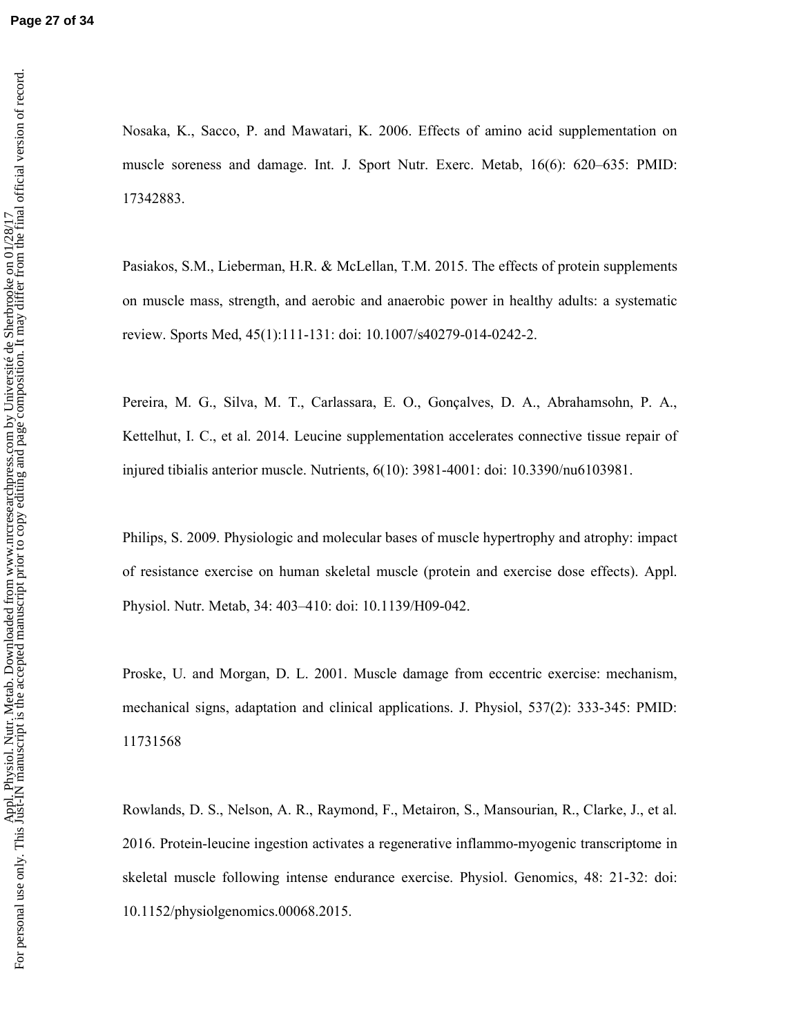Nosaka, K., Sacco, P. and Mawatari, K. 2006. Effects of amino acid supplementation on muscle soreness and damage. Int. J. Sport Nutr. Exerc. Metab, 16(6): 620–635: PMID: 17342883.

Pasiakos, S.M., Lieberman, H.R. & McLellan, T.M. 2015. The effects of protein supplements on muscle mass, strength, and aerobic and anaerobic power in healthy adults: a systematic review. Sports Med, 45(1):111-131: doi: 10.1007/s40279-014-0242-2.

Pereira, M. G., Silva, M. T., Carlassara, E. O., Gonçalves, D. A., Abrahamsohn, P. A., Kettelhut, I. C., et al. 2014. Leucine supplementation accelerates connective tissue repair of injured tibialis anterior muscle. Nutrients, 6(10): 3981-4001: doi: 10.3390/nu6103981.

Philips, S. 2009. Physiologic and molecular bases of muscle hypertrophy and atrophy: impact of resistance exercise on human skeletal muscle (protein and exercise dose effects). Appl. Physiol. Nutr. Metab, 34: 403–410: doi: 10.1139/H09-042.

Proske, U. and Morgan, D. L. 2001. Muscle damage from eccentric exercise: mechanism, mechanical signs, adaptation and clinical applications. J. Physiol, 537(2): 333-345: PMID: 11731568

Rowlands, D. S., Nelson, A. R., Raymond, F., Metairon, S., Mansourian, R., Clarke, J., et al. 2016. Protein-leucine ingestion activates a regenerative inflammo-myogenic transcriptome in skeletal muscle following intense endurance exercise. Physiol. Genomics, 48: 21-32: doi: 10.1152/physiolgenomics.00068.2015.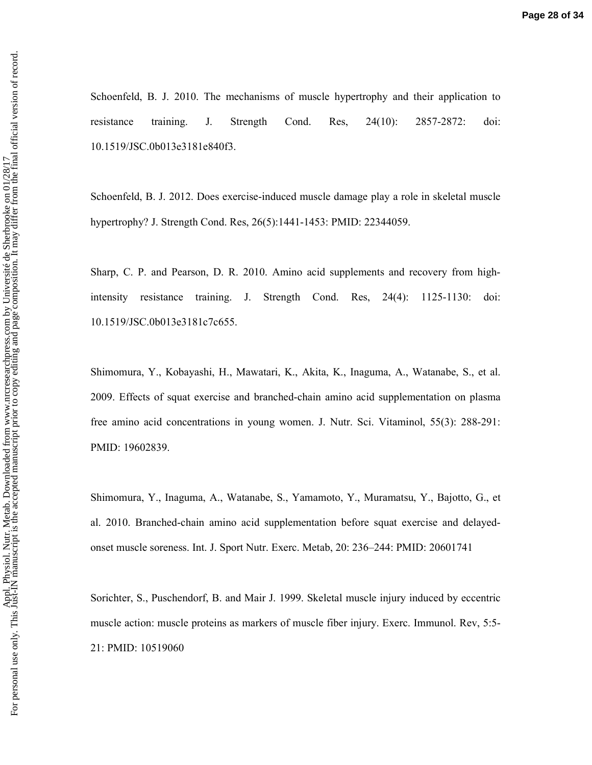Schoenfeld, B. J. 2010. The mechanisms of muscle hypertrophy and their application to resistance training. J. Strength Cond. Res, 24(10): 2857-2872: doi: 10.1519/JSC.0b013e3181e840f3.

Schoenfeld, B. J. 2012. Does exercise-induced muscle damage play a role in skeletal muscle hypertrophy? J. Strength Cond. Res, 26(5):1441-1453: PMID: 22344059.

Sharp, C. P. and Pearson, D. R. 2010. Amino acid supplements and recovery from high-intensity resistance training. J. Strength Cond. Res, 24(4): 1125-1130: doi: 10.1519/JSC.0b013e3181c7c655.

Shimomura, Y., Kobayashi, H., Mawatari, K., Akita, K., Inaguma, A., Watanabe, S., et al. 2009. Effects of squat exercise and branched-chain amino acid supplementation on plasma free amino acid concentrations in young women. J. Nutr. Sci. Vitaminol, 55(3): 288-291: PMID: 19602839.

Shimomura, Y., Inaguma, A., Watanabe, S., Yamamoto, Y., Muramatsu, Y., Bajotto, G., et al. 2010. Branched-chain amino acid supplementation before squat exercise and delayed-onset muscle soreness. Int. J. Sport Nutr. Exerc. Metab, 20: 236–244: PMID: 20601741

Sorichter, S., Puschendorf, B. and Mair J. 1999. Skeletal muscle injury induced by eccentric muscle action: muscle proteins as markers of muscle fiber injury. Exerc. Immunol. Rev, 5:5-21: PMID: 10519060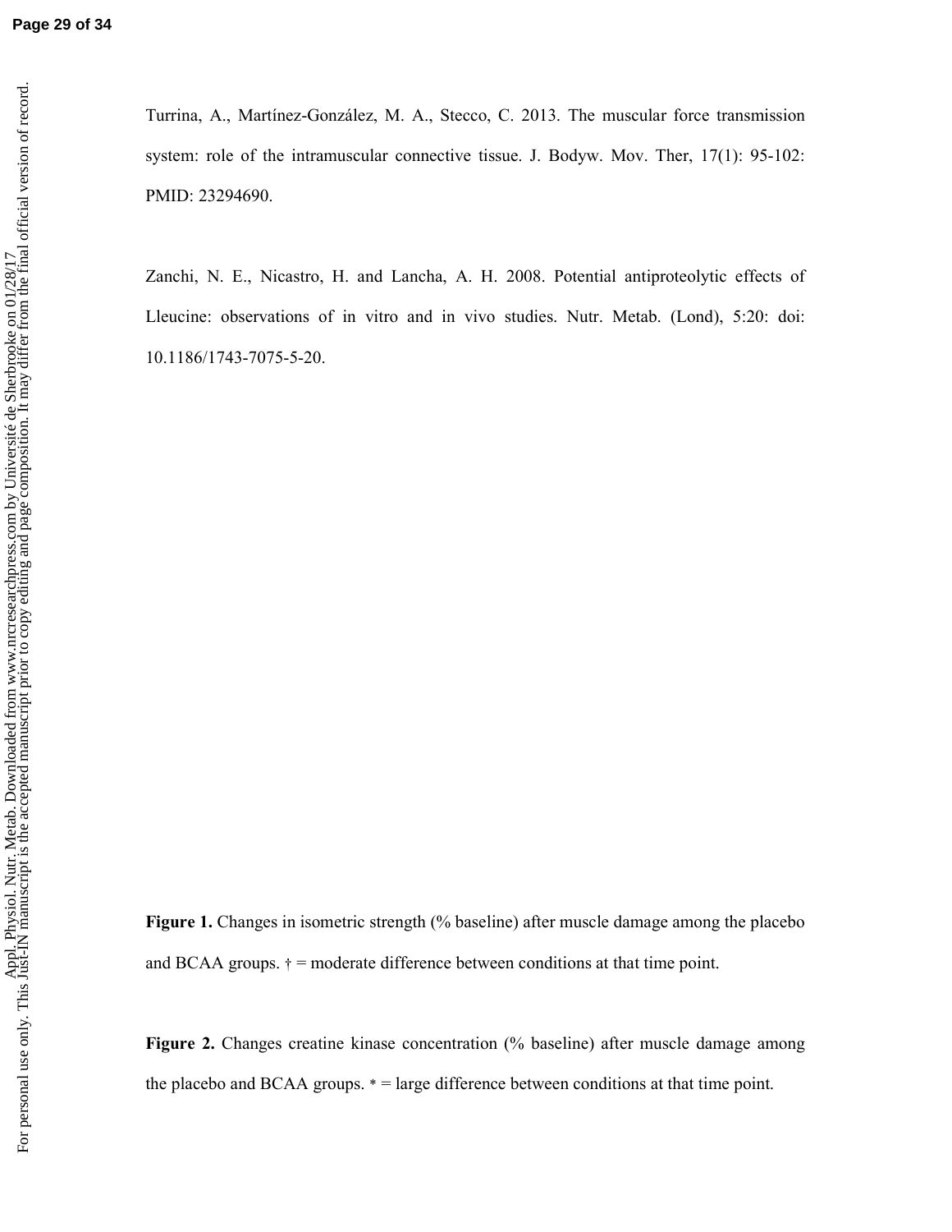Turrina, A., Martínez-González, M. A., Stecco, C. 2013. The muscular force transmission system: role of the intramuscular connective tissue. J. Bodyw. Mov. Ther, 17(1): 95-102: PMID: 23294690.

Zanchi, N. E., Nicastro, H. and Lancha, A. H. 2008. Potential antiproteolytic effects of Lleucine: observations of in vitro and in vivo studies. Nutr. Metab. (Lond), 5:20: doi: 10.1186/1743-7075-5-20.

**Figure 1.** Changes in isometric strength (% baseline) after muscle damage among the placebo and BCAA groups. † = moderate difference between conditions at that time point.

**Figure 2.** Changes creatine kinase concentration (% baseline) after muscle damage among the placebo and BCAA groups. * = large difference between conditions at that time point.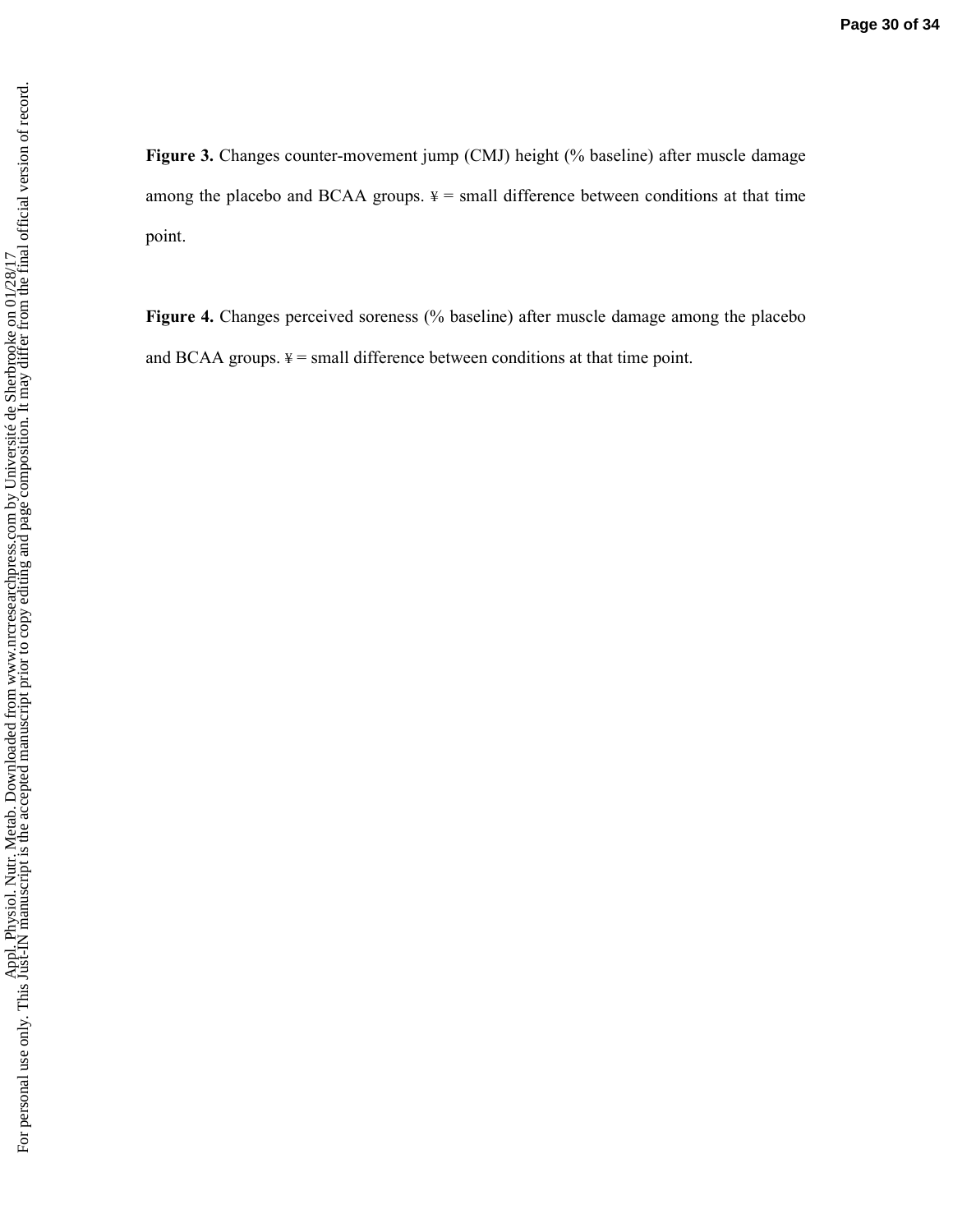**Figure 3.** Changes counter-movement jump (CMJ) height (% baseline) after muscle damage among the placebo and BCAA groups. ¥ = small difference between conditions at that time point.

**Figure 4.** Changes perceived soreness (% baseline) after muscle damage among the placebo and BCAA groups. ¥ = small difference between conditions at that time point.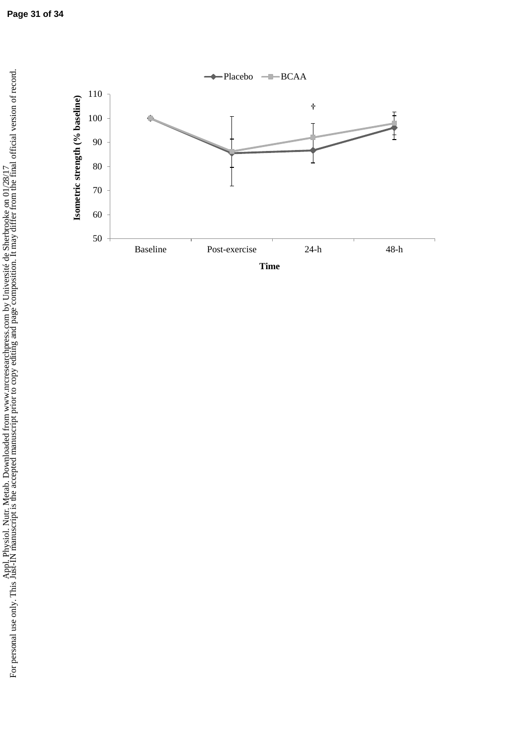Placebo BCAA

Isometric strength (% baseline)

110
100
90
80
70
60
50

†

Baseline Post-exercise 24-h 48-h

Time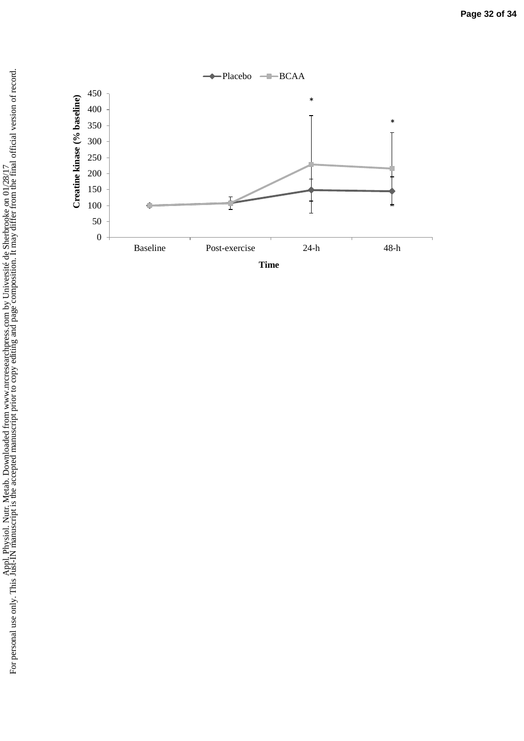Placebo BCAA

Creatine kinase (% baseline)

450
400
350
300
250
200
150
100
50
0

*
*

Baseline Post-exercise 24-h 48-h

**Time**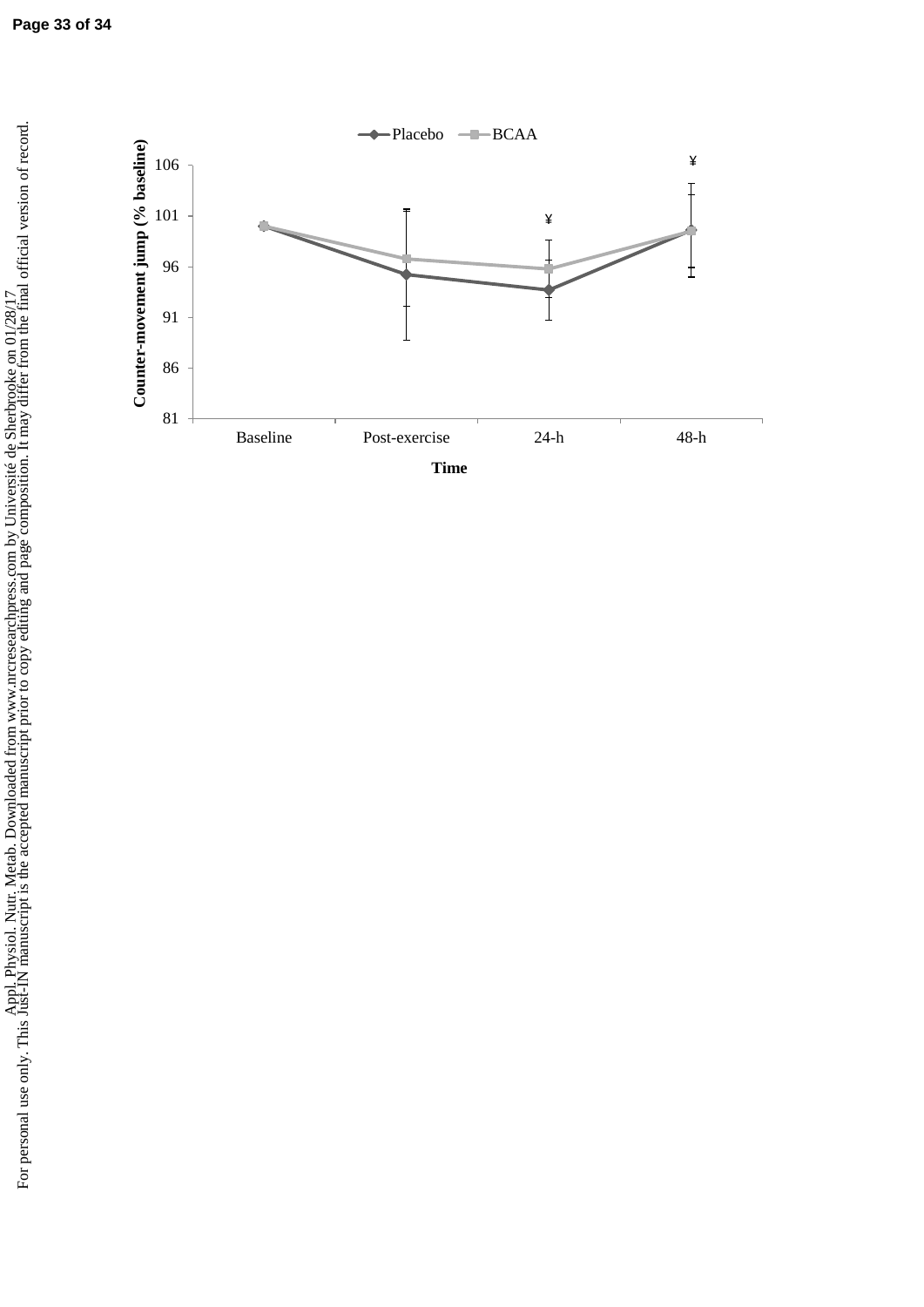Placebo — BCAA

Counter-movement jump (% baseline)

106
101
96
91
86
81

Baseline | Post-exercise | 24-h | 48-h

Time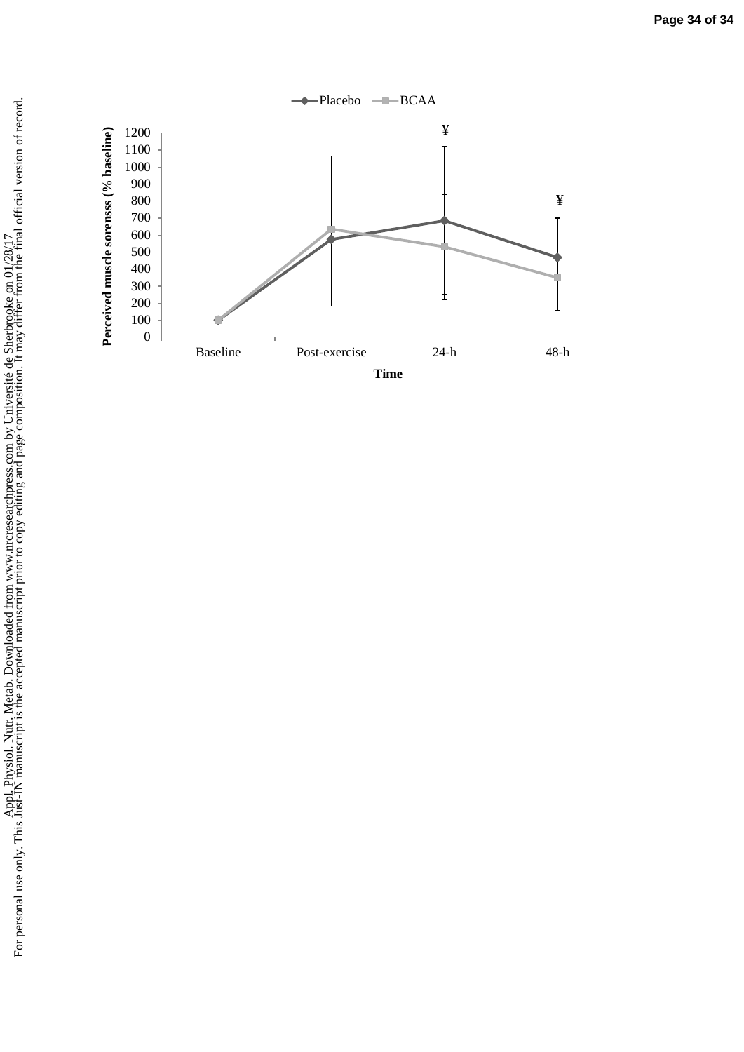Placebo
BCAA

Perceived muscle sorensss (% baseline)

1200
1100
1000
900
800
700
600
500
400
300
200
100
0

¥
¥

Baseline
Post-exercise
24-h
48-h

Time